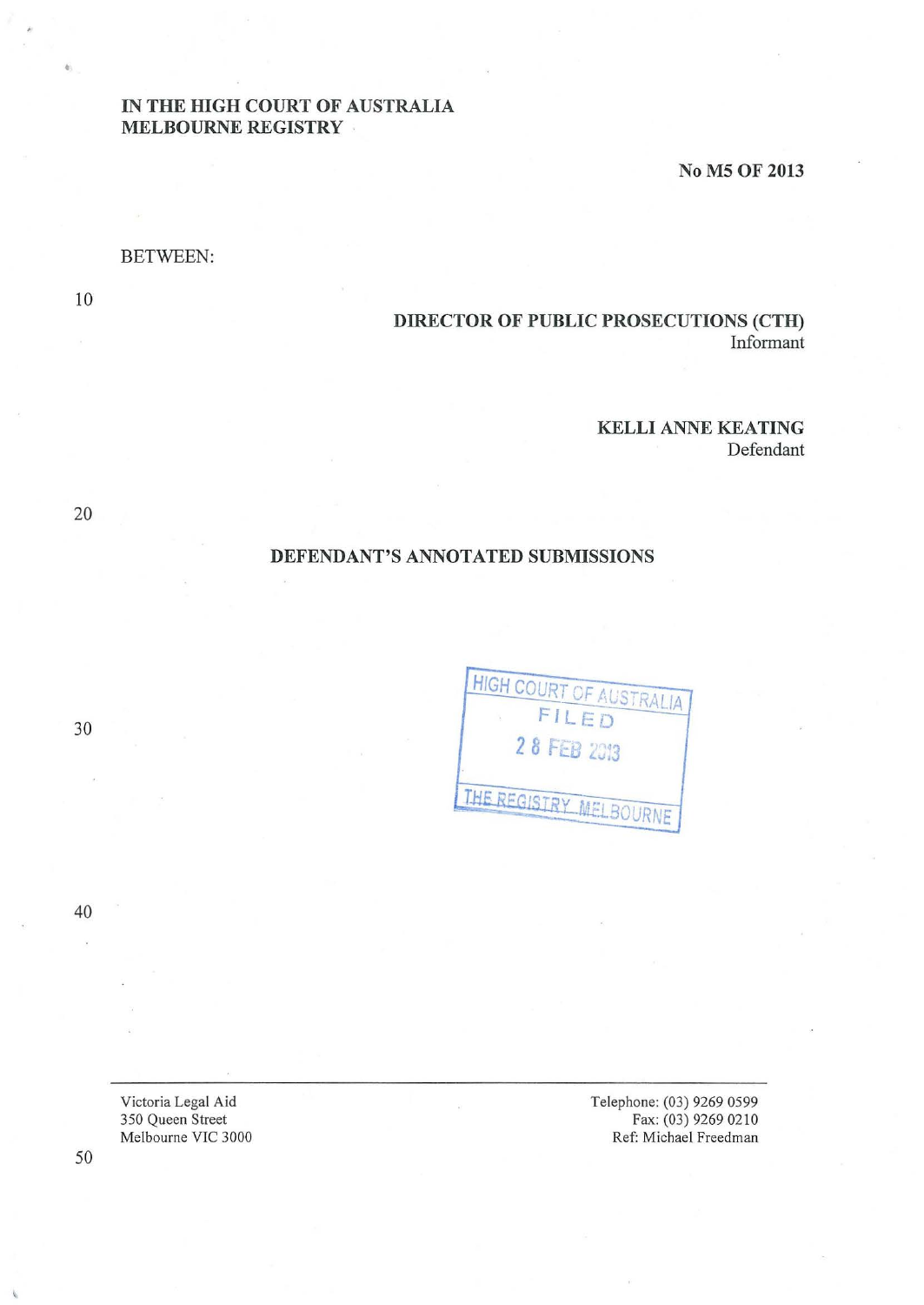**IN THE HIGH COURT OF AUSTRALIA**
**MELBOURNE REGISTRY**

**No M5 OF 2013**

BETWEEN:

**DIRECTOR OF PUBLIC PROSECUTIONS (CTH)**
Informant

**KELLI ANNE KEATING**
Defendant

**DEFENDANT'S ANNOTATED SUBMISSIONS**

HIGH COURT OF AUSTRALIA
FILED
28 FEB 2013
THE REGISTRY MELBOURNE

Victoria Legal Aid
350 Queen Street
Melbourne VIC 3000

Telephone: (03) 9269 0599
Fax: (03) 9269 0210
Ref: Michael Freedman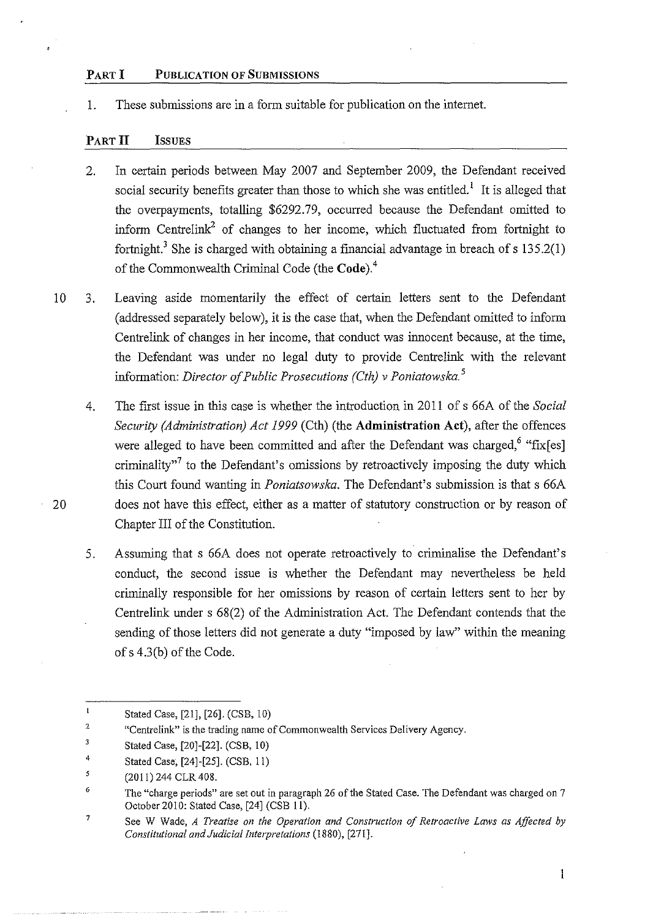## PART I PUBLICATION OF SUBMISSIONS

1. These submissions are in a form suitable for publication on the internet.

## PART II ISSUES

2. In certain periods between May 2007 and September 2009, the Defendant received social security benefits greater than those to which she was entitled.[1] It is alleged that the overpayments, totalling $6292.79, occurred because the Defendant omitted to inform Centrelink[2] of changes to her income, which fluctuated from fortnight to fortnight.[3] She is charged with obtaining a financial advantage in breach of s 135.2(1) of the Commonwealth Criminal Code (the **Code**).[4]

3. Leaving aside momentarily the effect of certain letters sent to the Defendant (addressed separately below), it is the case that, when the Defendant omitted to inform Centrelink of changes in her income, that conduct was innocent because, at the time, the Defendant was under no legal duty to provide Centrelink with the relevant information: *Director of Public Prosecutions (Cth) v Poniatowska.*[5]

4. The first issue in this case is whether the introduction in 2011 of s 66A of the *Social Security (Administration) Act 1999* (Cth) (the **Administration Act**), after the offences were alleged to have been committed and after the Defendant was charged,[6] "fix[es] criminality"[7] to the Defendant's omissions by retroactively imposing the duty which this Court found wanting in *Poniatsowska*. The Defendant's submission is that s 66A does not have this effect, either as a matter of statutory construction or by reason of Chapter III of the Constitution.

5. Assuming that s 66A does not operate retroactively to criminalise the Defendant's conduct, the second issue is whether the Defendant may nevertheless be held criminally responsible for her omissions by reason of certain letters sent to her by Centrelink under s 68(2) of the Administration Act. The Defendant contends that the sending of those letters did not generate a duty "imposed by law" within the meaning of s 4.3(b) of the Code.

---

[1] Stated Case, [21], [26]. (CSB, 10)

[2] "Centrelink" is the trading name of Commonwealth Services Delivery Agency.

[3] Stated Case, [20]-[22]. (CSB, 10)

[4] Stated Case, [24]-[25]. (CSB, 11)

[5] (2011) 244 CLR 408.

[6] The "charge periods" are set out in paragraph 26 of the Stated Case. The Defendant was charged on 7 October 2010: Stated Case, [24] (CSB 11).

[7] See W Wade, *A Treatise on the Operation and Construction of Retroactive Laws as Affected by Constitutional and Judicial Interpretations* (1880), [271].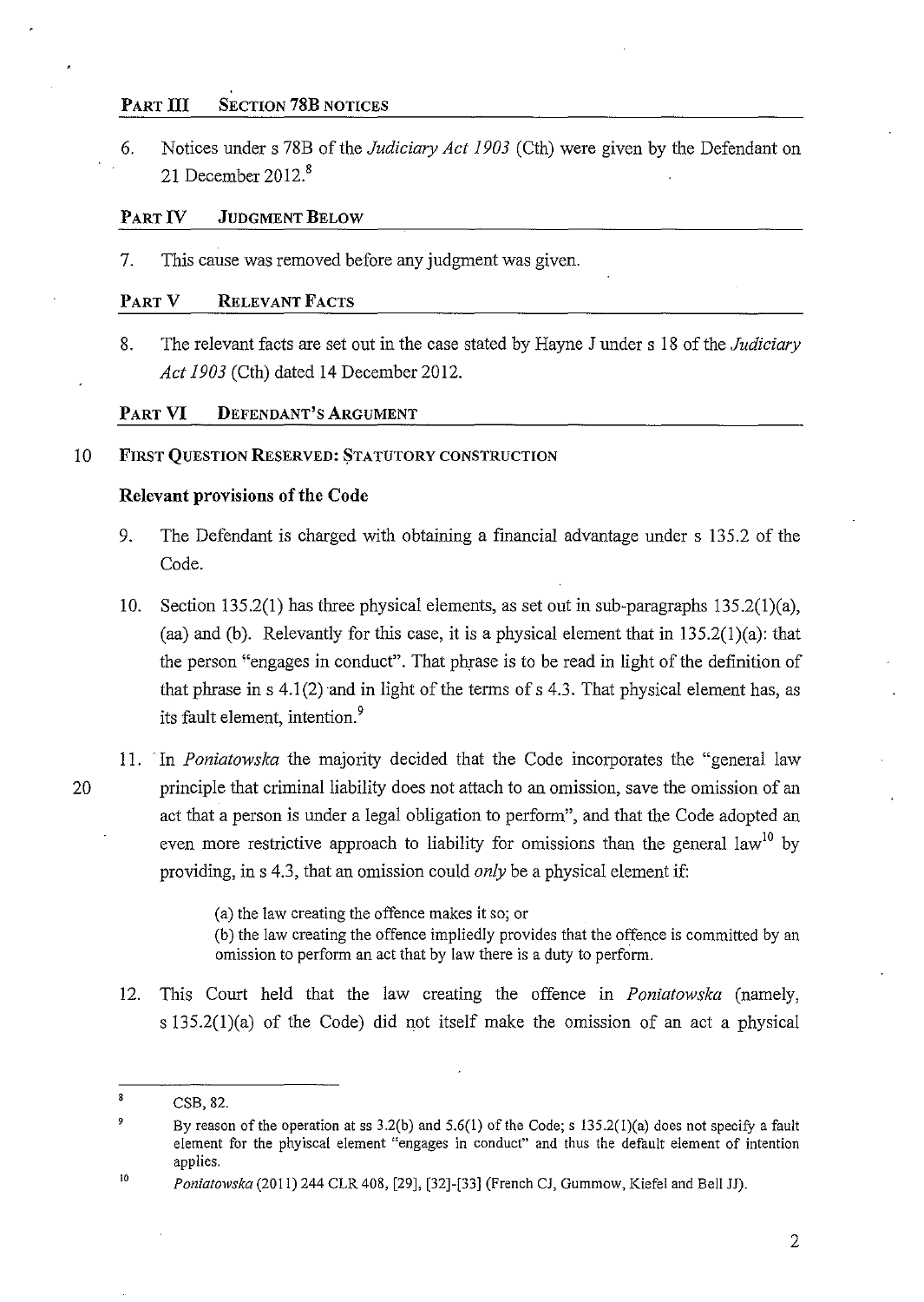## PART III SECTION 78B NOTICES

6. Notices under s 78B of the *Judiciary Act 1903* (Cth) were given by the Defendant on 21 December 2012.[8]

## PART IV JUDGMENT BELOW

7. This cause was removed before any judgment was given.

## PART V RELEVANT FACTS

8. The relevant facts are set out in the case stated by Hayne J under s 18 of the *Judiciary Act 1903* (Cth) dated 14 December 2012.

## PART VI DEFENDANT'S ARGUMENT

### FIRST QUESTION RESERVED: STATUTORY CONSTRUCTION

#### Relevant provisions of the Code

9. The Defendant is charged with obtaining a financial advantage under s 135.2 of the Code.

10. Section 135.2(1) has three physical elements, as set out in sub-paragraphs 135.2(1)(a), (aa) and (b). Relevantly for this case, it is a physical element that in 135.2(1)(a): that the person "engages in conduct". That phrase is to be read in light of the definition of that phrase in s 4.1(2) and in light of the terms of s 4.3. That physical element has, as its fault element, intention.[9]

11. In *Poniatowska* the majority decided that the Code incorporates the "general law principle that criminal liability does not attach to an omission, save the omission of an act that a person is under a legal obligation to perform", and that the Code adopted an even more restrictive approach to liability for omissions than the general law[10] by providing, in s 4.3, that an omission could *only* be a physical element if:

> (a) the law creating the offence makes it so; or
> (b) the law creating the offence impliedly provides that the offence is committed by an omission to perform an act that by law there is a duty to perform.

12. This Court held that the law creating the offence in *Poniatowska* (namely, s 135.2(1)(a) of the Code) did not itself make the omission of an act a physical

---

[8] CSB, 82.

[9] By reason of the operation at ss 3.2(b) and 5.6(1) of the Code; s 135.2(1)(a) does not specify a fault element for the phyisical element "engages in conduct" and thus the default element of intention applies.

[10] *Poniatowska* (2011) 244 CLR 408, [29], [32]-[33] (French CJ, Gummow, Kiefel and Bell JJ).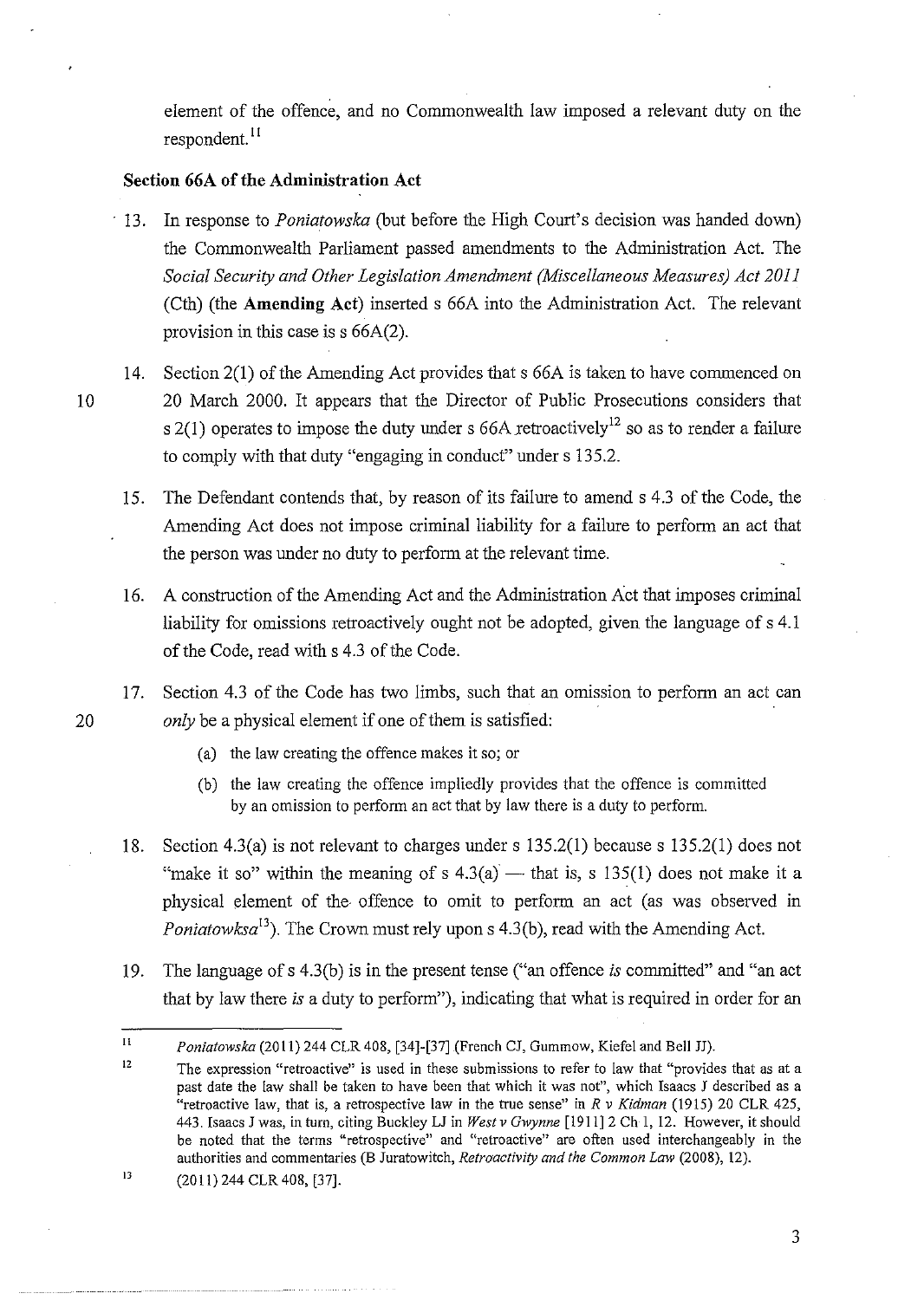element of the offence, and no Commonwealth law imposed a relevant duty on the respondent.[11]

### Section 66A of the Administration Act

13. In response to *Poniatowska* (but before the High Court's decision was handed down) the Commonwealth Parliament passed amendments to the Administration Act. The *Social Security and Other Legislation Amendment (Miscellaneous Measures) Act 2011* (Cth) (the **Amending Act**) inserted s 66A into the Administration Act. The relevant provision in this case is s 66A(2).

14. Section 2(1) of the Amending Act provides that s 66A is taken to have commenced on 20 March 2000. It appears that the Director of Public Prosecutions considers that s 2(1) operates to impose the duty under s 66A retroactively[12] so as to render a failure to comply with that duty "engaging in conduct" under s 135.2.

15. The Defendant contends that, by reason of its failure to amend s 4.3 of the Code, the Amending Act does not impose criminal liability for a failure to perform an act that the person was under no duty to perform at the relevant time.

16. A construction of the Amending Act and the Administration Act that imposes criminal liability for omissions retroactively ought not be adopted, given the language of s 4.1 of the Code, read with s 4.3 of the Code.

17. Section 4.3 of the Code has two limbs, such that an omission to perform an act can *only* be a physical element if one of them is satisfied:

    (a) the law creating the offence makes it so; or

    (b) the law creating the offence impliedly provides that the offence is committed by an omission to perform an act that by law there is a duty to perform.

18. Section 4.3(a) is not relevant to charges under s 135.2(1) because s 135.2(1) does not "make it so" within the meaning of s 4.3(a) — that is, s 135(1) does not make it a physical element of the offence to omit to perform an act (as was observed in *Poniatowksa*[13]). The Crown must rely upon s 4.3(b), read with the Amending Act.

19. The language of s 4.3(b) is in the present tense ("an offence *is* committed" and "an act that by law there *is* a duty to perform"), indicating that what is required in order for an

---

[11] *Poniatowska* (2011) 244 CLR 408, [34]-[37] (French CJ, Gummow, Kiefel and Bell JJ).

[12] The expression "retroactive" is used in these submissions to refer to law that "provides that as at a past date the law shall be taken to have been that which it was not", which Isaacs J described as a "retroactive law, that is, a retrospective law in the true sense" in *R v Kidman* (1915) 20 CLR 425, 443. Isaacs J was, in turn, citing Buckley LJ in *West v Gwynne* [1911] 2 Ch 1, 12. However, it should be noted that the terms "retrospective" and "retroactive" are often used interchangeably in the authorities and commentaries (B Juratowitch, *Retroactivity and the Common Law* (2008), 12).

[13] (2011) 244 CLR 408, [37].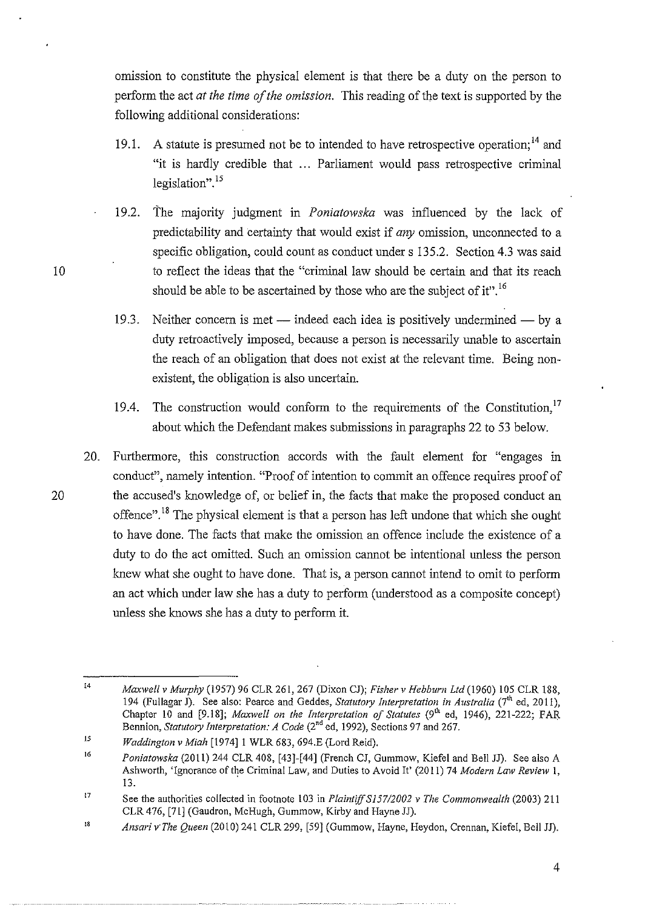omission to constitute the physical element is that there be a duty on the person to perform the act *at the time of the omission*. This reading of the text is supported by the following additional considerations:

19.1. A statute is presumed not be to intended to have retrospective operation;[14] and "it is hardly credible that ... Parliament would pass retrospective criminal legislation".[15]

19.2. The majority judgment in *Poniatowska* was influenced by the lack of predictability and certainty that would exist if *any* omission, unconnected to a specific obligation, could count as conduct under s 135.2. Section 4.3 was said to reflect the ideas that the "criminal law should be certain and that its reach should be able to be ascertained by those who are the subject of it".[16]

19.3. Neither concern is met — indeed each idea is positively undermined — by a duty retroactively imposed, because a person is necessarily unable to ascertain the reach of an obligation that does not exist at the relevant time. Being non-existent, the obligation is also uncertain.

19.4. The construction would conform to the requirements of the Constitution,[17] about which the Defendant makes submissions in paragraphs 22 to 53 below.

20. Furthermore, this construction accords with the fault element for "engages in conduct", namely intention. "Proof of intention to commit an offence requires proof of the accused's knowledge of, or belief in, the facts that make the proposed conduct an offence".[18] The physical element is that a person has left undone that which she ought to have done. The facts that make the omission an offence include the existence of a duty to do the act omitted. Such an omission cannot be intentional unless the person knew what she ought to have done. That is, a person cannot intend to omit to perform an act which under law she has a duty to perform (understood as a composite concept) unless she knows she has a duty to perform it.

---

[14] *Maxwell v Murphy* (1957) 96 CLR 261, 267 (Dixon CJ); *Fisher v Hebburn Ltd* (1960) 105 CLR 188, 194 (Fullagar J). See also: Pearce and Geddes, *Statutory Interpretation in Australia* (7th ed, 2011), Chapter 10 and [9.18]; *Maxwell on the Interpretation of Statutes* (9th ed, 1946), 221-222; FAR Bennion, *Statutory Interpretation: A Code* (2nd ed, 1992), Sections 97 and 267.

[15] *Waddington v Miah* [1974] 1 WLR 683, 694.E (Lord Reid).

[16] *Poniatowska* (2011) 244 CLR 408, [43]-[44] (French CJ, Gummow, Kiefel and Bell JJ). See also A Ashworth, 'Ignorance of the Criminal Law, and Duties to Avoid It' (2011) 74 *Modern Law Review* 1, 13.

[17] See the authorities collected in footnote 103 in *Plaintiff S157/2002 v The Commonwealth* (2003) 211 CLR 476, [71] (Gaudron, McHugh, Gummow, Kirby and Hayne JJ).

[18] *Ansari v The Queen* (2010) 241 CLR 299, [59] (Gummow, Hayne, Heydon, Crennan, Kiefel, Bell JJ).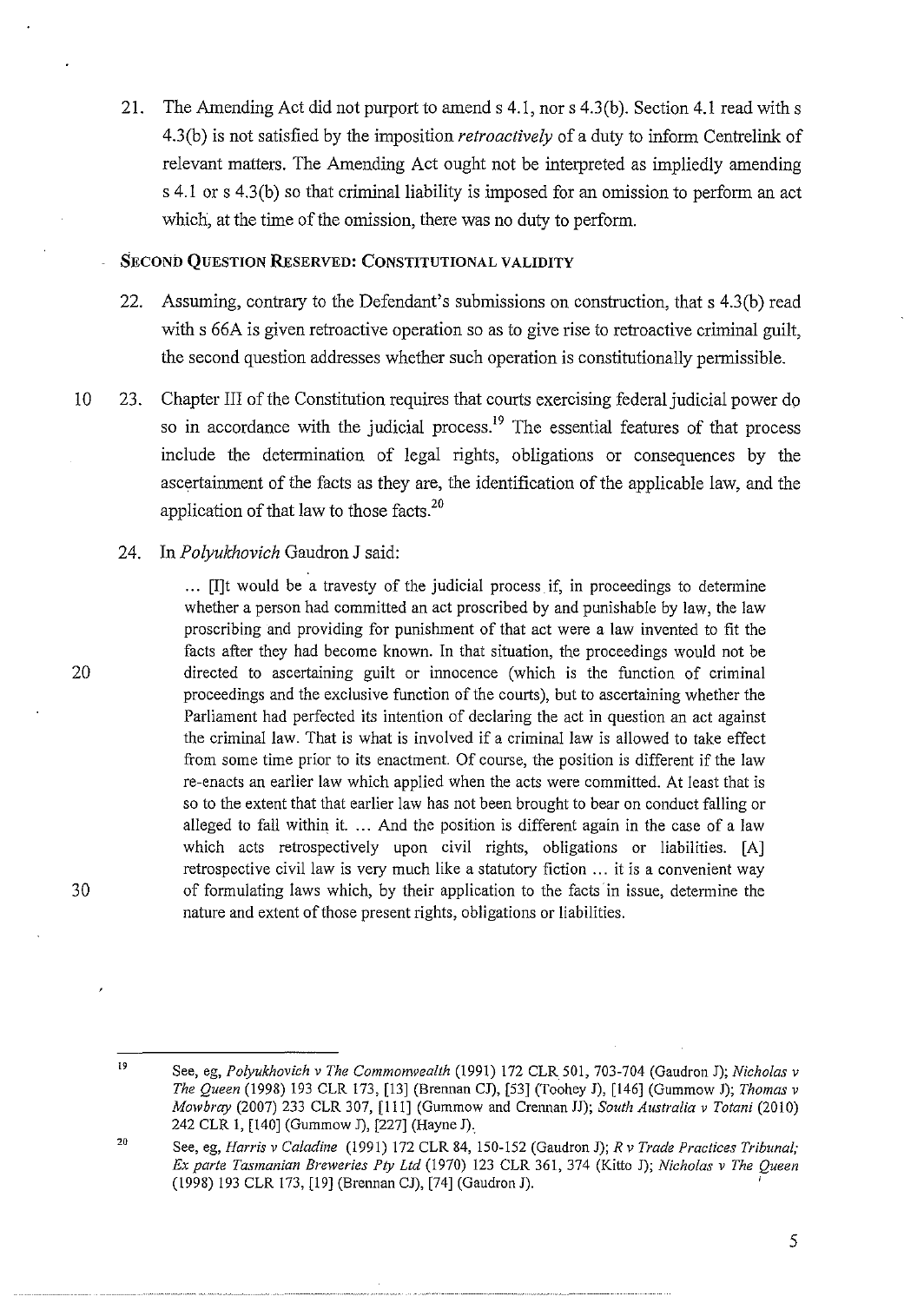21. The Amending Act did not purport to amend s 4.1, nor s 4.3(b). Section 4.1 read with s 4.3(b) is not satisfied by the imposition *retroactively* of a duty to inform Centrelink of relevant matters. The Amending Act ought not be interpreted as impliedly amending s 4.1 or s 4.3(b) so that criminal liability is imposed for an omission to perform an act which, at the time of the omission, there was no duty to perform.

## SECOND QUESTION RESERVED: CONSTITUTIONAL VALIDITY

22. Assuming, contrary to the Defendant's submissions on construction, that s 4.3(b) read with s 66A is given retroactive operation so as to give rise to retroactive criminal guilt, the second question addresses whether such operation is constitutionally permissible.

23. Chapter III of the Constitution requires that courts exercising federal judicial power do so in accordance with the judicial process.[19] The essential features of that process include the determination of legal rights, obligations or consequences by the ascertainment of the facts as they are, the identification of the applicable law, and the application of that law to those facts.[20]

24. In *Polyukhovich* Gaudron J said:

> ... [I]t would be a travesty of the judicial process if, in proceedings to determine whether a person had committed an act proscribed by and punishable by law, the law proscribing and providing for punishment of that act were a law invented to fit the facts after they had become known. In that situation, the proceedings would not be directed to ascertaining guilt or innocence (which is the function of criminal proceedings and the exclusive function of the courts), but to ascertaining whether the Parliament had perfected its intention of declaring the act in question an act against the criminal law. That is what is involved if a criminal law is allowed to take effect from some time prior to its enactment. Of course, the position is different if the law re-enacts an earlier law which applied when the acts were committed. At least that is so to the extent that that earlier law has not been brought to bear on conduct falling or alleged to fall within it. ... And the position is different again in the case of a law which acts retrospectively upon civil rights, obligations or liabilities. [A] retrospective civil law is very much like a statutory fiction ... it is a convenient way of formulating laws which, by their application to the facts in issue, determine the nature and extent of those present rights, obligations or liabilities.

---

[19] See, eg, *Polyukhovich v The Commonwealth* (1991) 172 CLR 501, 703-704 (Gaudron J); *Nicholas v The Queen* (1998) 193 CLR 173, [13] (Brennan CJ), [53] (Toohey J), [146] (Gummow J); *Thomas v Mowbray* (2007) 233 CLR 307, [111] (Gummow and Crennan JJ); *South Australia v Totani* (2010) 242 CLR 1, [140] (Gummow J), [227] (Hayne J).

[20] See, eg, *Harris v Caladine* (1991) 172 CLR 84, 150-152 (Gaudron J); *R v Trade Practices Tribunal; Ex parte Tasmanian Breweries Pty Ltd* (1970) 123 CLR 361, 374 (Kitto J); *Nicholas v The Queen* (1998) 193 CLR 173, [19] (Brennan CJ), [74] (Gaudron J).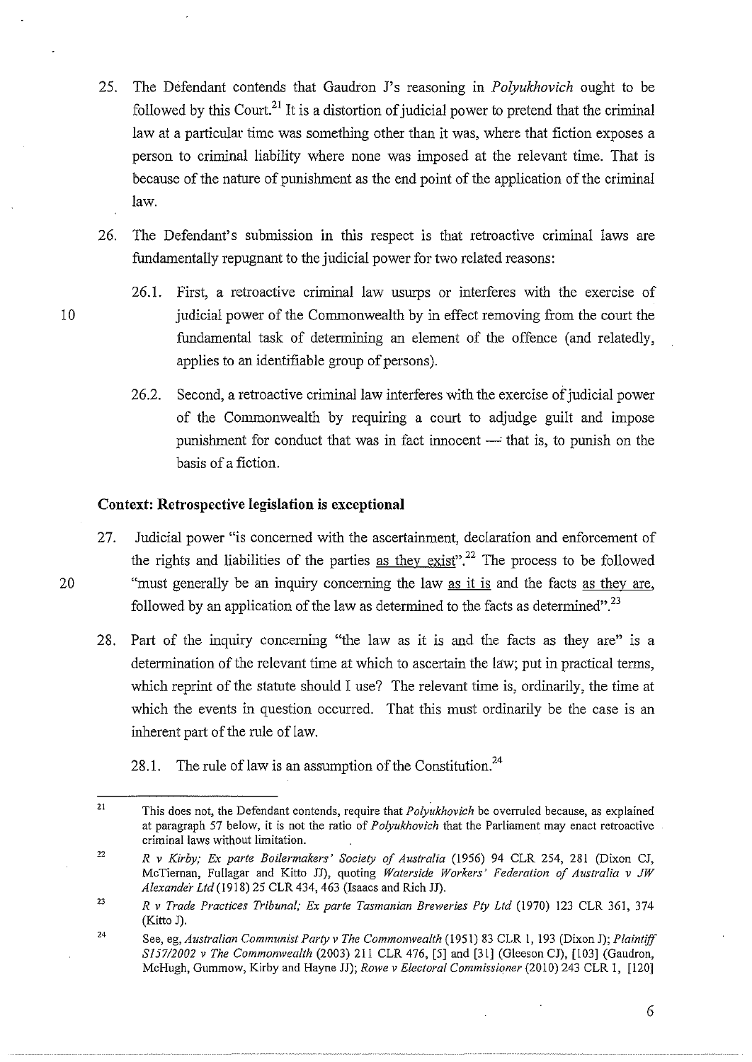25. The Defendant contends that Gaudron J's reasoning in *Polyukhovich* ought to be followed by this Court.[21] It is a distortion of judicial power to pretend that the criminal law at a particular time was something other than it was, where that fiction exposes a person to criminal liability where none was imposed at the relevant time. That is because of the nature of punishment as the end point of the application of the criminal law.

26. The Defendant's submission in this respect is that retroactive criminal laws are fundamentally repugnant to the judicial power for two related reasons:

    26.1. First, a retroactive criminal law usurps or interferes with the exercise of judicial power of the Commonwealth by in effect removing from the court the fundamental task of determining an element of the offence (and relatedly, applies to an identifiable group of persons).

    26.2. Second, a retroactive criminal law interferes with the exercise of judicial power of the Commonwealth by requiring a court to adjudge guilt and impose punishment for conduct that was in fact innocent — that is, to punish on the basis of a fiction.

### Context: Retrospective legislation is exceptional

27. Judicial power "is concerned with the ascertainment, declaration and enforcement of the rights and liabilities of the parties <u>as they exist</u>".[22] The process to be followed "must generally be an inquiry concerning the law <u>as it is</u> and the facts <u>as they are</u>, followed by an application of the law as determined to the facts as determined".[23]

28. Part of the inquiry concerning "the law as it is and the facts as they are" is a determination of the relevant time at which to ascertain the law; put in practical terms, which reprint of the statute should I use? The relevant time is, ordinarily, the time at which the events in question occurred. That this must ordinarily be the case is an inherent part of the rule of law.

    28.1. The rule of law is an assumption of the Constitution.[24]

---

[21] This does not, the Defendant contends, require that *Polyukhovich* be overruled because, as explained at paragraph 57 below, it is not the ratio of *Polyukhovich* that the Parliament may enact retroactive criminal laws without limitation.

[22] *R v Kirby; Ex parte Boilermakers' Society of Australia* (1956) 94 CLR 254, 281 (Dixon CJ, McTiernan, Fullagar and Kitto JJ), quoting *Waterside Workers' Federation of Australia v JW Alexander Ltd* (1918) 25 CLR 434, 463 (Isaacs and Rich JJ).

[23] *R v Trade Practices Tribunal; Ex parte Tasmanian Breweries Pty Ltd* (1970) 123 CLR 361, 374 (Kitto J).

[24] See, eg, *Australian Communist Party v The Commonwealth* (1951) 83 CLR 1, 193 (Dixon J); *Plaintiff S157/2002 v The Commonwealth* (2003) 211 CLR 476, [5] and [31] (Gleeson CJ), [103] (Gaudron, McHugh, Gummow, Kirby and Hayne JJ); *Rowe v Electoral Commissioner* (2010) 243 CLR 1, [120]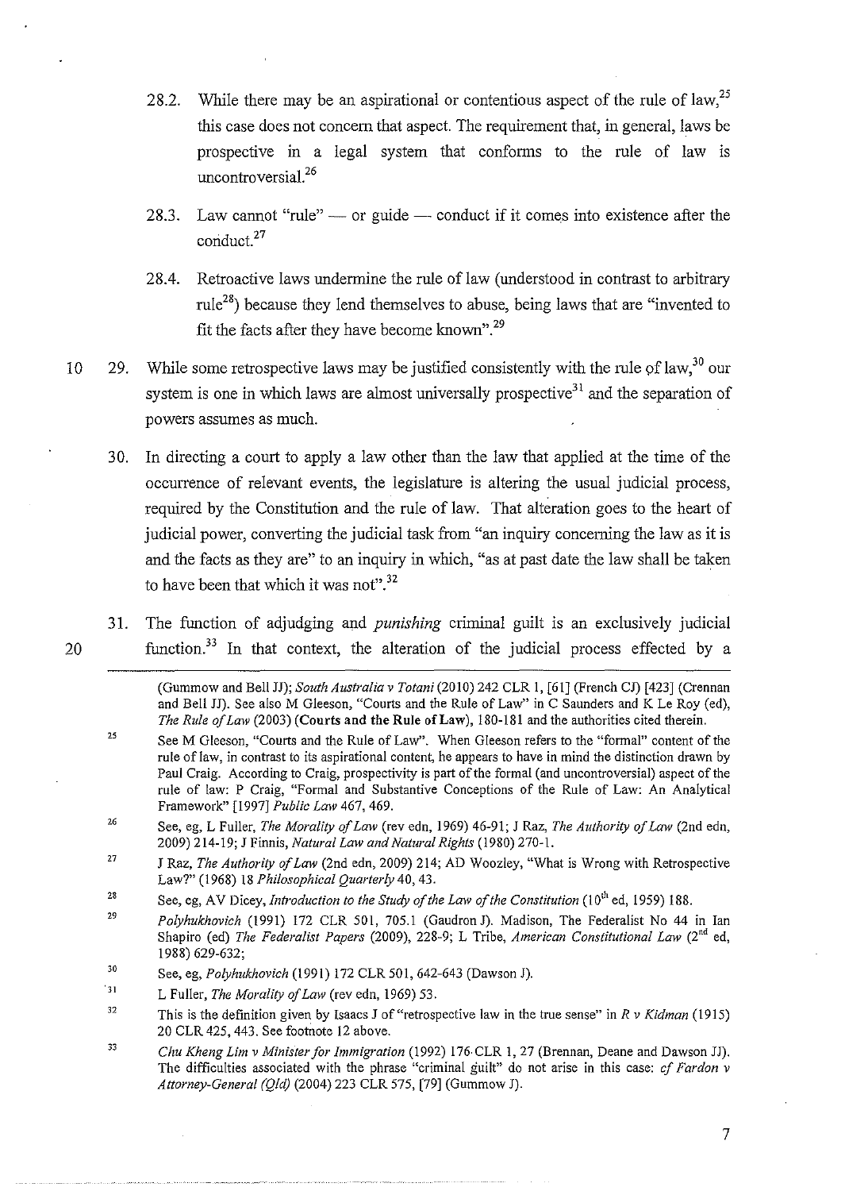28.2. While there may be an aspirational or contentious aspect of the rule of law,[25] this case does not concern that aspect. The requirement that, in general, laws be prospective in a legal system that conforms to the rule of law is uncontroversial.[26]

28.3. Law cannot "rule" — or guide — conduct if it comes into existence after the conduct.[27]

28.4. Retroactive laws undermine the rule of law (understood in contrast to arbitrary rule[28]) because they lend themselves to abuse, being laws that are "invented to fit the facts after they have become known".[29]

29. While some retrospective laws may be justified consistently with the rule of law,[30] our system is one in which laws are almost universally prospective[31] and the separation of powers assumes as much.

30. In directing a court to apply a law other than the law that applied at the time of the occurrence of relevant events, the legislature is altering the usual judicial process, required by the Constitution and the rule of law. That alteration goes to the heart of judicial power, converting the judicial task from "an inquiry concerning the law as it is and the facts as they are" to an inquiry in which, "as at past date the law shall be taken to have been that which it was not".[32]

31. The function of adjudging and *punishing* criminal guilt is an exclusively judicial function.[33] In that context, the alteration of the judicial process effected by a

---

(Gummow and Bell JJ); *South Australia v Totani* (2010) 242 CLR 1, [61] (French CJ) [423] (Crennan and Bell JJ). See also M Gleeson, "Courts and the Rule of Law" in C Saunders and K Le Roy (ed), *The Rule of Law* (2003) (**Courts and the Rule of Law**), 180-181 and the authorities cited therein.

[25] See M Gleeson, "Courts and the Rule of Law". When Gleeson refers to the "formal" content of the rule of law, in contrast to its aspirational content, he appears to have in mind the distinction drawn by Paul Craig. According to Craig, prospectivity is part of the formal (and uncontroversial) aspect of the rule of law: P Craig, "Formal and Substantive Conceptions of the Rule of Law: An Analytical Framework" [1997] *Public Law* 467, 469.

[26] See, eg, L Fuller, *The Morality of Law* (rev edn, 1969) 46-91; J Raz, *The Authority of Law* (2nd edn, 2009) 214-19; J Finnis, *Natural Law and Natural Rights* (1980) 270-1.

[27] J Raz, *The Authority of Law* (2nd edn, 2009) 214; AD Woozley, "What is Wrong with Retrospective Law?" (1968) 18 *Philosophical Quarterly* 40, 43.

[28] See, eg, AV Dicey, *Introduction to the Study of the Law of the Constitution* (10th ed, 1959) 188.

[29] *Polyhukhovich* (1991) 172 CLR 501, 705.1 (Gaudron J). Madison, The Federalist No 44 in Ian Shapiro (ed) *The Federalist Papers* (2009), 228-9; L Tribe, *American Constitutional Law* (2nd ed, 1988) 629-632;

[30] See, eg, *Polyhukhovich* (1991) 172 CLR 501, 642-643 (Dawson J).

[31] L Fuller, *The Morality of Law* (rev edn, 1969) 53.

[32] This is the definition given by Isaacs J of "retrospective law in the true sense" in *R v Kidman* (1915) 20 CLR 425, 443. See footnote 12 above.

[33] *Chu Kheng Lim v Minister for Immigration* (1992) 176 CLR 1, 27 (Brennan, Deane and Dawson JJ). The difficulties associated with the phrase "criminal guilt" do not arise in this case: *cf Fardon v Attorney-General (Qld)* (2004) 223 CLR 575, [79] (Gummow J).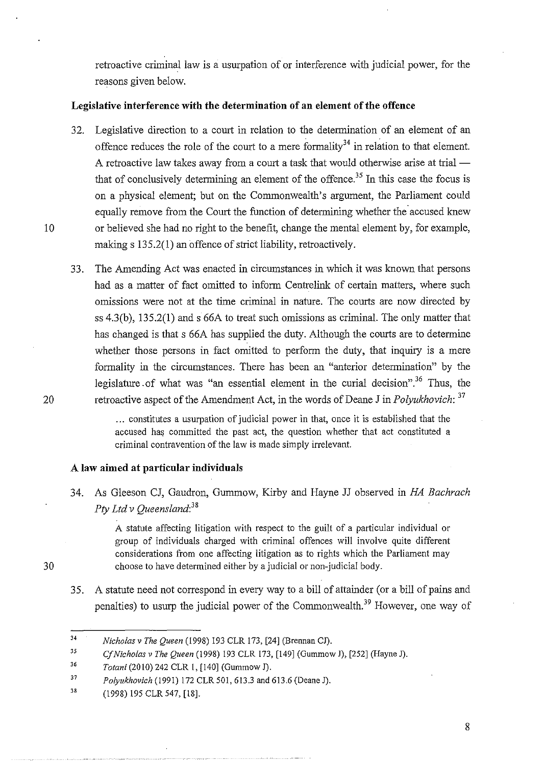retroactive criminal law is a usurpation of or interference with judicial power, for the reasons given below.

**Legislative interference with the determination of an element of the offence**

32. Legislative direction to a court in relation to the determination of an element of an offence reduces the role of the court to a mere formality[34] in relation to that element. A retroactive law takes away from a court a task that would otherwise arise at trial — that of conclusively determining an element of the offence.[35] In this case the focus is on a physical element; but on the Commonwealth's argument, the Parliament could equally remove from the Court the function of determining whether the accused knew or believed she had no right to the benefit, change the mental element by, for example, making s 135.2(1) an offence of strict liability, retroactively.

33. The Amending Act was enacted in circumstances in which it was known that persons had as a matter of fact omitted to inform Centrelink of certain matters, where such omissions were not at the time criminal in nature. The courts are now directed by ss 4.3(b), 135.2(1) and s 66A to treat such omissions as criminal. The only matter that has changed is that s 66A has supplied the duty. Although the courts are to determine whether those persons in fact omitted to perform the duty, that inquiry is a mere formality in the circumstances. There has been an "anterior determination" by the legislature of what was "an essential element in the curial decision".[36] Thus, the retroactive aspect of the Amendment Act, in the words of Deane J in *Polyukhovich*: [37]

> ... constitutes a usurpation of judicial power in that, once it is established that the accused has committed the past act, the question whether that act constituted a criminal contravention of the law is made simply irrelevant.

**A law aimed at particular individuals**

34. As Gleeson CJ, Gaudron, Gummow, Kirby and Hayne JJ observed in *HA Bachrach Pty Ltd v Queensland*:[38]

> A statute affecting litigation with respect to the guilt of a particular individual or group of individuals charged with criminal offences will involve quite different considerations from one affecting litigation as to rights which the Parliament may choose to have determined either by a judicial or non-judicial body.

35. A statute need not correspond in every way to a bill of attainder (or a bill of pains and penalties) to usurp the judicial power of the Commonwealth.[39] However, one way of

---

[34] *Nicholas v The Queen* (1998) 193 CLR 173, [24] (Brennan CJ).

[35] *Cf Nicholas v The Queen* (1998) 193 CLR 173, [149] (Gummow J), [252] (Hayne J).

[36] *Totani* (2010) 242 CLR 1, [140] (Gummow J).

[37] *Polyukhovich* (1991) 172 CLR 501, 613.3 and 613.6 (Deane J).

[38] (1998) 195 CLR 547, [18].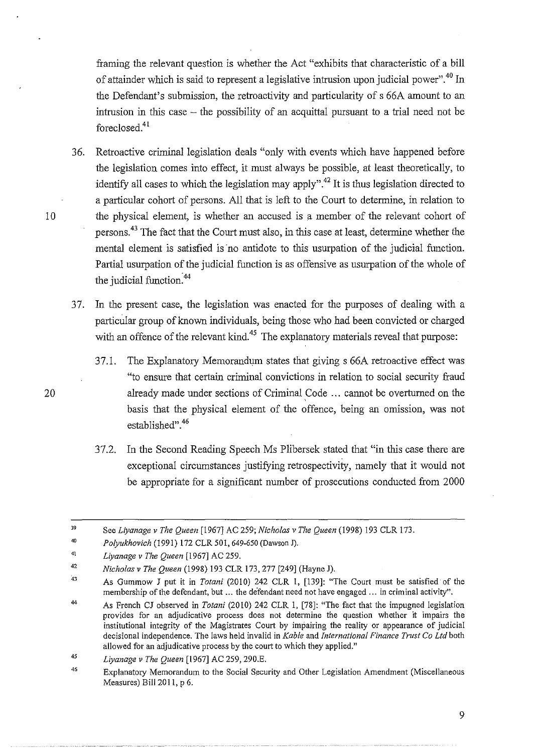framing the relevant question is whether the Act "exhibits that characteristic of a bill of attainder which is said to represent a legislative intrusion upon judicial power".[40] In the Defendant's submission, the retroactivity and particularity of s 66A amount to an intrusion in this case – the possibility of an acquittal pursuant to a trial need not be foreclosed.[41]

36. Retroactive criminal legislation deals "only with events which have happened before the legislation comes into effect, it must always be possible, at least theoretically, to identify all cases to which the legislation may apply".[42] It is thus legislation directed to a particular cohort of persons. All that is left to the Court to determine, in relation to the physical element, is whether an accused is a member of the relevant cohort of persons.[43] The fact that the Court must also, in this case at least, determine whether the mental element is satisfied is no antidote to this usurpation of the judicial function. Partial usurpation of the judicial function is as offensive as usurpation of the whole of the judicial function.[44]

37. In the present case, the legislation was enacted for the purposes of dealing with a particular group of known individuals, being those who had been convicted or charged with an offence of the relevant kind.[45] The explanatory materials reveal that purpose:

    37.1. The Explanatory Memorandum states that giving s 66A retroactive effect was "to ensure that certain criminal convictions in relation to social security fraud already made under sections of Criminal Code ... cannot be overturned on the basis that the physical element of the offence, being an omission, was not established".[46]

    37.2. In the Second Reading Speech Ms Plibersek stated that "in this case there are exceptional circumstances justifying retrospectivity, namely that it would not be appropriate for a significant number of prosecutions conducted from 2000

---

39 See *Liyanage v The Queen* [1967] AC 259; *Nicholas v The Queen* (1998) 193 CLR 173.

40 *Polyukhovich* (1991) 172 CLR 501, 649-650 (Dawson J).

41 *Liyanage v The Queen* [1967] AC 259.

42 *Nicholas v The Queen* (1998) 193 CLR 173, 277 [249] (Hayne J).

43 As Gummow J put it in *Totani* (2010) 242 CLR 1, [139]: "The Court must be satisfied of the membership of the defendant, but ... the defendant need not have engaged ... in criminal activity".

44 As French CJ observed in *Totani* (2010) 242 CLR 1, [78]: "The fact that the impugned legislation provides for an adjudicative process does not determine the question whether it impairs the institutional integrity of the Magistrates Court by impairing the reality or appearance of judicial decisional independence. The laws held invalid in *Kable* and *International Finance Trust Co Ltd* both allowed for an adjudicative process by the court to which they applied."

45 *Liyanage v The Queen* [1967] AC 259, 290.E.

46 Explanatory Memorandum to the Social Security and Other Legislation Amendment (Miscellaneous Measures) Bill 2011, p 6.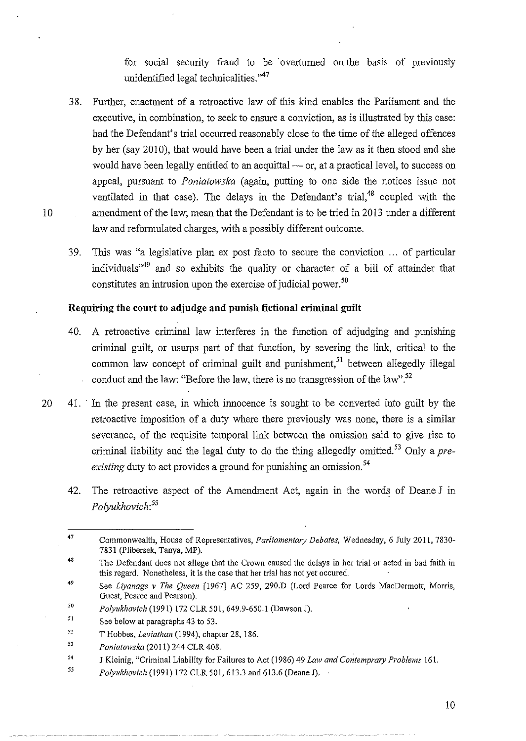for social security fraud to be overturned on the basis of previously unidentified legal technicalities."[47]

38. Further, enactment of a retroactive law of this kind enables the Parliament and the executive, in combination, to seek to ensure a conviction, as is illustrated by this case: had the Defendant's trial occurred reasonably close to the time of the alleged offences by her (say 2010), that would have been a trial under the law as it then stood and she would have been legally entitled to an acquittal — or, at a practical level, to success on appeal, pursuant to *Poniatowska* (again, putting to one side the notices issue not ventilated in that case). The delays in the Defendant's trial,[48] coupled with the amendment of the law, mean that the Defendant is to be tried in 2013 under a different law and reformulated charges, with a possibly different outcome.

39. This was "a legislative plan ex post facto to secure the conviction ... of particular individuals"[49] and so exhibits the quality or character of a bill of attainder that constitutes an intrusion upon the exercise of judicial power.[50]

**Requiring the court to adjudge and punish fictional criminal guilt**

40. A retroactive criminal law interferes in the function of adjudging and punishing criminal guilt, or usurps part of that function, by severing the link, critical to the common law concept of criminal guilt and punishment,[51] between allegedly illegal conduct and the law: "Before the law, there is no transgression of the law".[52]

41. In the present case, in which innocence is sought to be converted into guilt by the retroactive imposition of a duty where there previously was none, there is a similar severance, of the requisite temporal link between the omission said to give rise to criminal liability and the legal duty to do the thing allegedly omitted.[53] Only a *pre-existing* duty to act provides a ground for punishing an omission.[54]

42. The retroactive aspect of the Amendment Act, again in the words of Deane J in *Polyukhovich*:[55]

---

[47] Commonwealth, House of Representatives, *Parliamentary Debates*, Wednesday, 6 July 2011, 7830-7831 (Plibersek, Tanya, MP).

[48] The Defendant does not allege that the Crown caused the delays in her trial or acted in bad faith in this regard. Nonetheless, it is the case that her trial has not yet occured.

[49] See *Liyanage v The Queen* [1967] AC 259, 290.D (Lord Pearce for Lords MacDermott, Morris, Guest, Pearce and Pearson).

[50] *Polyukhovich* (1991) 172 CLR 501, 649.9-650.1 (Dawson J).

[51] See below at paragraphs 43 to 53.

[52] T Hobbes, *Leviathan* (1994), chapter 28, 186.

[53] *Poniatowska* (2011) 244 CLR 408.

[54] J Kleinig, "Criminal Liability for Failures to Act (1986) 49 *Law and Contemprary Problems* 161.

[55] *Polyukhovich* (1991) 172 CLR 501, 613.3 and 613.6 (Deane J).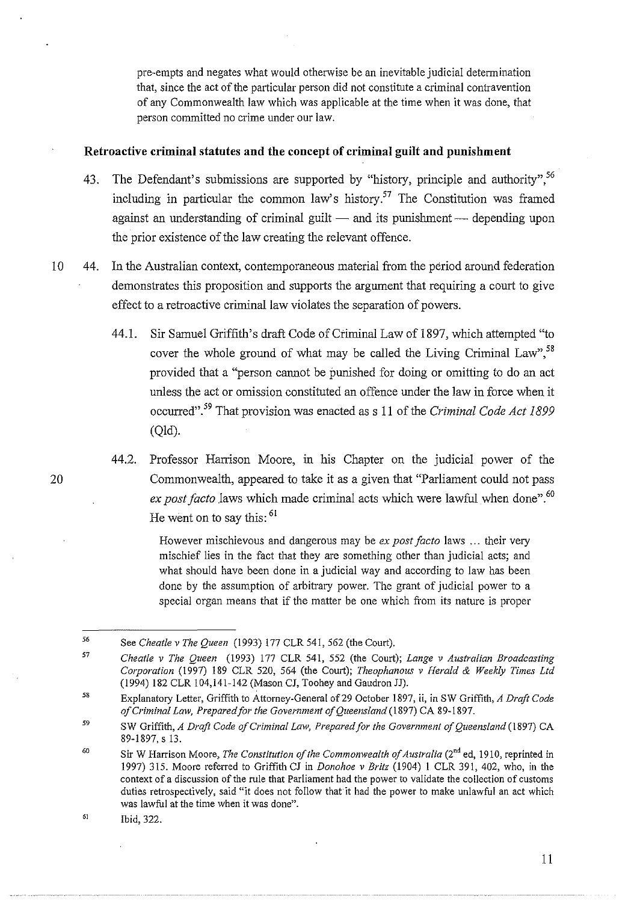pre-empts and negates what would otherwise be an inevitable judicial determination that, since the act of the particular person did not constitute a criminal contravention of any Commonwealth law which was applicable at the time when it was done, that person committed no crime under our law.

### Retroactive criminal statutes and the concept of criminal guilt and punishment

43. The Defendant's submissions are supported by "history, principle and authority",[56] including in particular the common law's history.[57] The Constitution was framed against an understanding of criminal guilt — and its punishment — depending upon the prior existence of the law creating the relevant offence.

44. In the Australian context, contemporaneous material from the period around federation demonstrates this proposition and supports the argument that requiring a court to give effect to a retroactive criminal law violates the separation of powers.

    44.1. Sir Samuel Griffith's draft Code of Criminal Law of 1897, which attempted "to cover the whole ground of what may be called the Living Criminal Law",[58] provided that a "person cannot be punished for doing or omitting to do an act unless the act or omission constituted an offence under the law in force when it occurred".[59] That provision was enacted as s 11 of the *Criminal Code Act 1899* (Qld).

    44.2. Professor Harrison Moore, in his Chapter on the judicial power of the Commonwealth, appeared to take it as a given that "Parliament could not pass *ex post facto* laws which made criminal acts which were lawful when done".[60] He went on to say this:[61]

    > However mischievous and dangerous may be *ex post facto* laws ... their very mischief lies in the fact that they are something other than judicial acts; and what should have been done in a judicial way and according to law has been done by the assumption of arbitrary power. The grant of judicial power to a special organ means that if the matter be one which from its nature is proper

---

[56] See *Cheatle v The Queen* (1993) 177 CLR 541, 562 (the Court).

[57] *Cheatle v The Queen* (1993) 177 CLR 541, 552 (the Court); *Lange v Australian Broadcasting Corporation* (1997) 189 CLR 520, 564 (the Court); *Theophanous v Herald & Weekly Times Ltd* (1994) 182 CLR 104,141-142 (Mason CJ, Toohey and Gaudron JJ).

[58] Explanatory Letter, Griffith to Attorney-General of 29 October 1897, ii, in SW Griffith, *A Draft Code of Criminal Law, Prepared for the Government of Queensland* (1897) CA 89-1897.

[59] SW Griffith, *A Draft Code of Criminal Law, Prepared for the Government of Queensland* (1897) CA 89-1897, s 13.

[60] Sir W Harrison Moore, *The Constitution of the Commonwealth of Australia* (2nd ed, 1910, reprinted in 1997) 315. Moore referred to Griffith CJ in *Donohoe v Britz* (1904) 1 CLR 391, 402, who, in the context of a discussion of the rule that Parliament had the power to validate the collection of customs duties retrospectively, said "it does not follow that it had the power to make unlawful an act which was lawful at the time when it was done".

[61] Ibid, 322.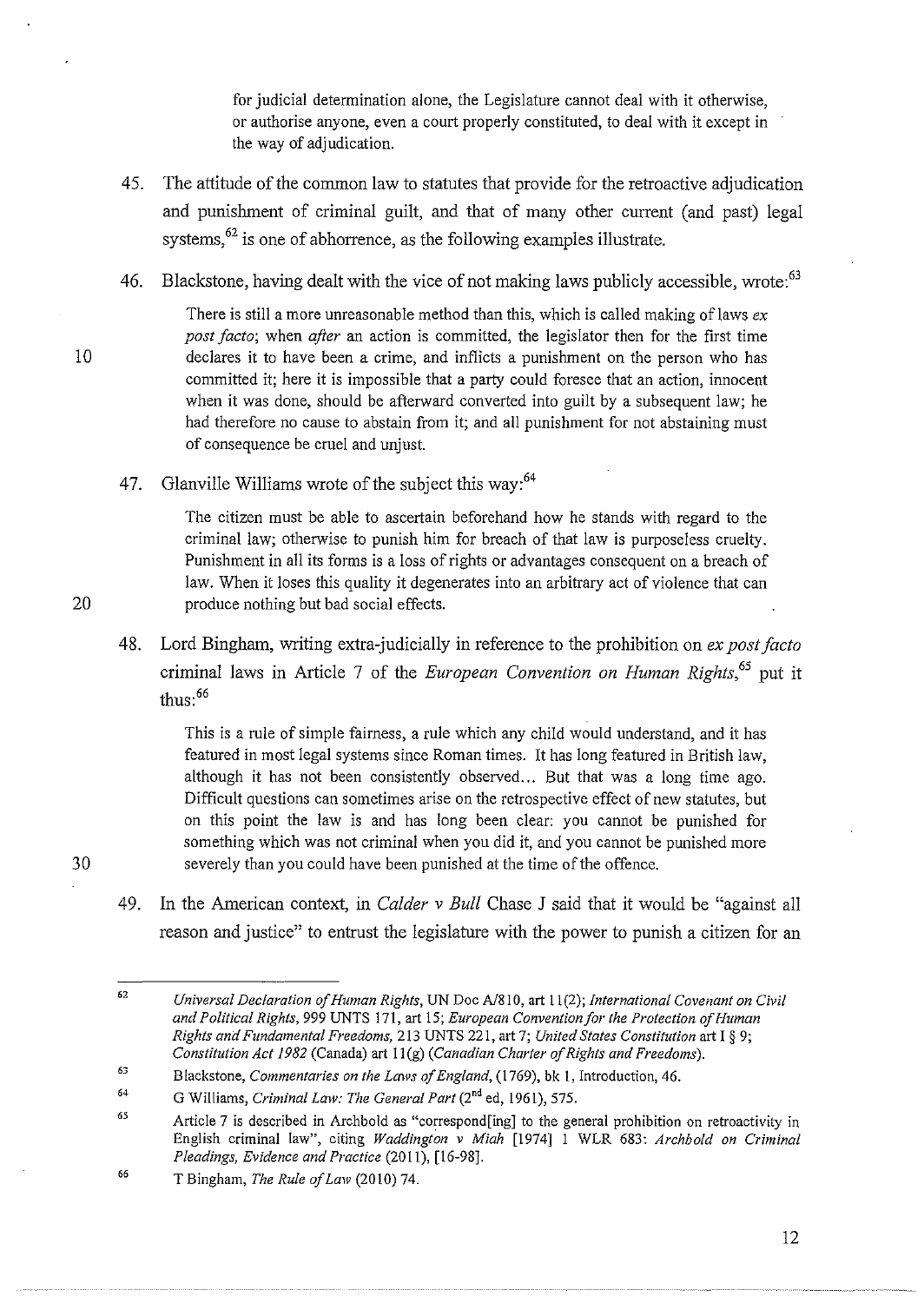> for judicial determination alone, the Legislature cannot deal with it otherwise, or authorise anyone, even a court properly constituted, to deal with it except in the way of adjudication.

45. The attitude of the common law to statutes that provide for the retroactive adjudication and punishment of criminal guilt, and that of many other current (and past) legal systems,[62] is one of abhorrence, as the following examples illustrate.

46. Blackstone, having dealt with the vice of not making laws publicly accessible, wrote:[63]

> There is still a more unreasonable method than this, which is called making of laws *ex post facto*; when *after* an action is committed, the legislator then for the first time declares it to have been a crime, and inflicts a punishment on the person who has committed it; here it is impossible that a party could foresee that an action, innocent when it was done, should be afterward converted into guilt by a subsequent law; he had therefore no cause to abstain from it; and all punishment for not abstaining must of consequence be cruel and unjust.

47. Glanville Williams wrote of the subject this way:[64]

> The citizen must be able to ascertain beforehand how he stands with regard to the criminal law; otherwise to punish him for breach of that law is purposeless cruelty. Punishment in all its forms is a loss of rights or advantages consequent on a breach of law. When it loses this quality it degenerates into an arbitrary act of violence that can produce nothing but bad social effects.

48. Lord Bingham, writing extra-judicially in reference to the prohibition on *ex post facto* criminal laws in Article 7 of the *European Convention on Human Rights*,[65] put it thus:[66]

> This is a rule of simple fairness, a rule which any child would understand, and it has featured in most legal systems since Roman times. It has long featured in British law, although it has not been consistently observed... But that was a long time ago. Difficult questions can sometimes arise on the retrospective effect of new statutes, but on this point the law is and has long been clear: you cannot be punished for something which was not criminal when you did it, and you cannot be punished more severely than you could have been punished at the time of the offence.

49. In the American context, in *Calder v Bull* Chase J said that it would be "against all reason and justice" to entrust the legislature with the power to punish a citizen for an

---

[62] *Universal Declaration of Human Rights*, UN Doc A/810, art 11(2); *International Covenant on Civil and Political Rights*, 999 UNTS 171, art 15; *European Convention for the Protection of Human Rights and Fundamental Freedoms*, 213 UNTS 221, art 7; *United States Constitution* art I § 9; *Constitution Act 1982* (Canada) art 11(g) (*Canadian Charter of Rights and Freedoms*).

[63] Blackstone, *Commentaries on the Laws of England*, (1769), bk 1, Introduction, 46.

[64] G Williams, *Criminal Law: The General Part* (2nd ed, 1961), 575.

[65] Article 7 is described in Archbold as "correspond[ing] to the general prohibition on retroactivity in English criminal law", citing *Waddington v Miah* [1974] 1 WLR 683: *Archbold on Criminal Pleadings, Evidence and Practice* (2011), [16-98].

[66] T Bingham, *The Rule of Law* (2010) 74.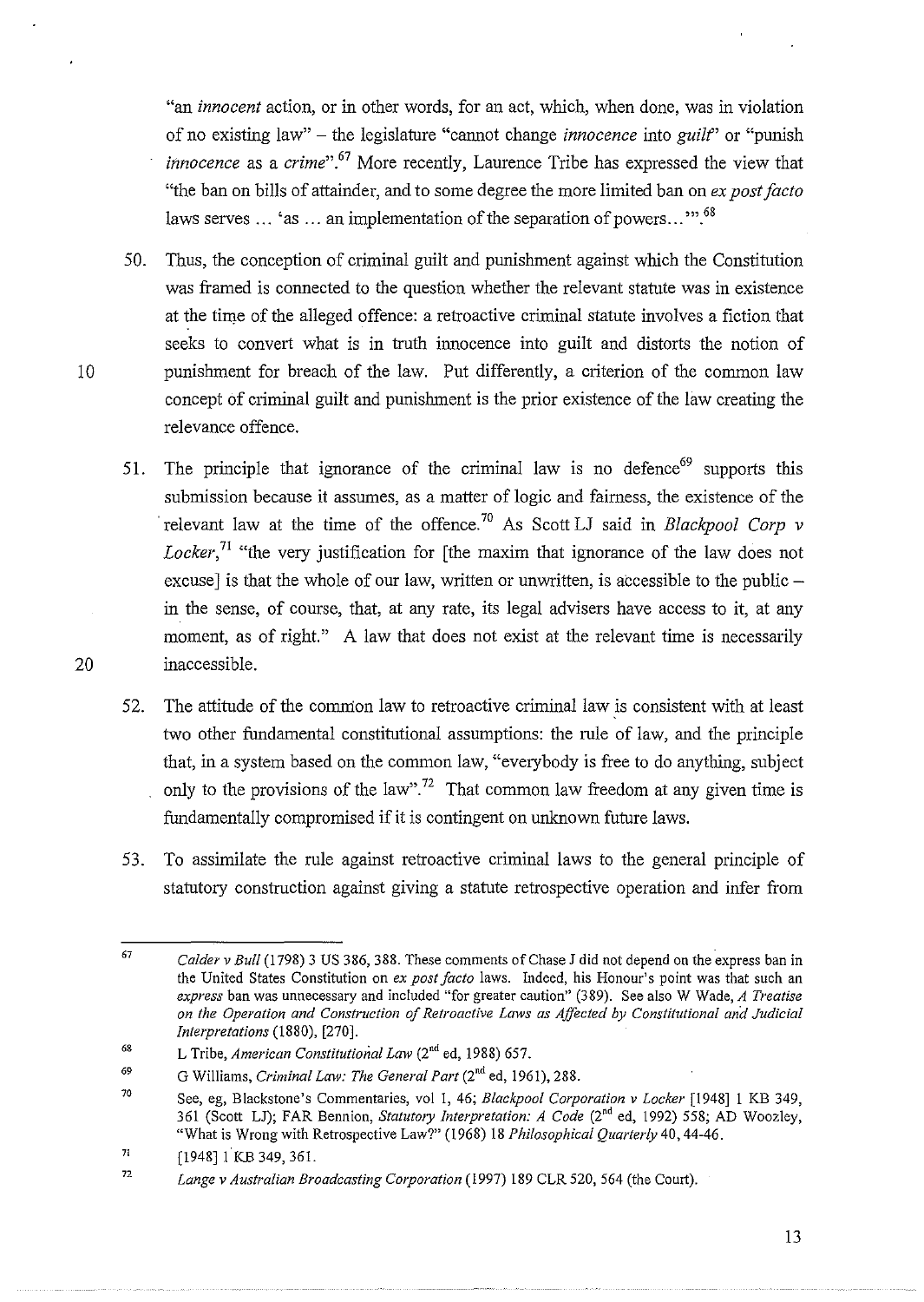"an *innocent* action, or in other words, for an act, which, when done, was in violation of no existing law" – the legislature "cannot change *innocence* into *guilt*" or "punish *innocence* as a *crime*".[67] More recently, Laurence Tribe has expressed the view that "the ban on bills of attainder, and to some degree the more limited ban on *ex post facto* laws serves ... 'as ... an implementation of the separation of powers...'".[68]

50. Thus, the conception of criminal guilt and punishment against which the Constitution was framed is connected to the question whether the relevant statute was in existence at the time of the alleged offence: a retroactive criminal statute involves a fiction that seeks to convert what is in truth innocence into guilt and distorts the notion of punishment for breach of the law. Put differently, a criterion of the common law concept of criminal guilt and punishment is the prior existence of the law creating the relevance offence.

51. The principle that ignorance of the criminal law is no defence[69] supports this submission because it assumes, as a matter of logic and fairness, the existence of the relevant law at the time of the offence.[70] As Scott LJ said in *Blackpool Corp v Locker*,[71] "the very justification for [the maxim that ignorance of the law does not excuse] is that the whole of our law, written or unwritten, is accessible to the public – in the sense, of course, that, at any rate, its legal advisers have access to it, at any moment, as of right." A law that does not exist at the relevant time is necessarily inaccessible.

52. The attitude of the common law to retroactive criminal law is consistent with at least two other fundamental constitutional assumptions: the rule of law, and the principle that, in a system based on the common law, "everybody is free to do anything, subject only to the provisions of the law".[72] That common law freedom at any given time is fundamentally compromised if it is contingent on unknown future laws.

53. To assimilate the rule against retroactive criminal laws to the general principle of statutory construction against giving a statute retrospective operation and infer from

---

[67] *Calder v Bull* (1798) 3 US 386, 388. These comments of Chase J did not depend on the express ban in the United States Constitution on *ex post facto* laws. Indeed, his Honour's point was that such an *express* ban was unnecessary and included "for greater caution" (389). See also W Wade, *A Treatise on the Operation and Construction of Retroactive Laws as Affected by Constitutional and Judicial Interpretations* (1880), [270].

[68] L Tribe, *American Constitutional Law* (2nd ed, 1988) 657.

[69] G Williams, *Criminal Law: The General Part* (2nd ed, 1961), 288.

[70] See, eg, Blackstone's Commentaries, vol 1, 46; *Blackpool Corporation v Locker* [1948] 1 KB 349, 361 (Scott LJ); FAR Bennion, *Statutory Interpretation: A Code* (2nd ed, 1992) 558; AD Woozley, "What is Wrong with Retrospective Law?" (1968) 18 *Philosophical Quarterly* 40, 44-46.

[71] [1948] 1 KB 349, 361.

[72] *Lange v Australian Broadcasting Corporation* (1997) 189 CLR 520, 564 (the Court).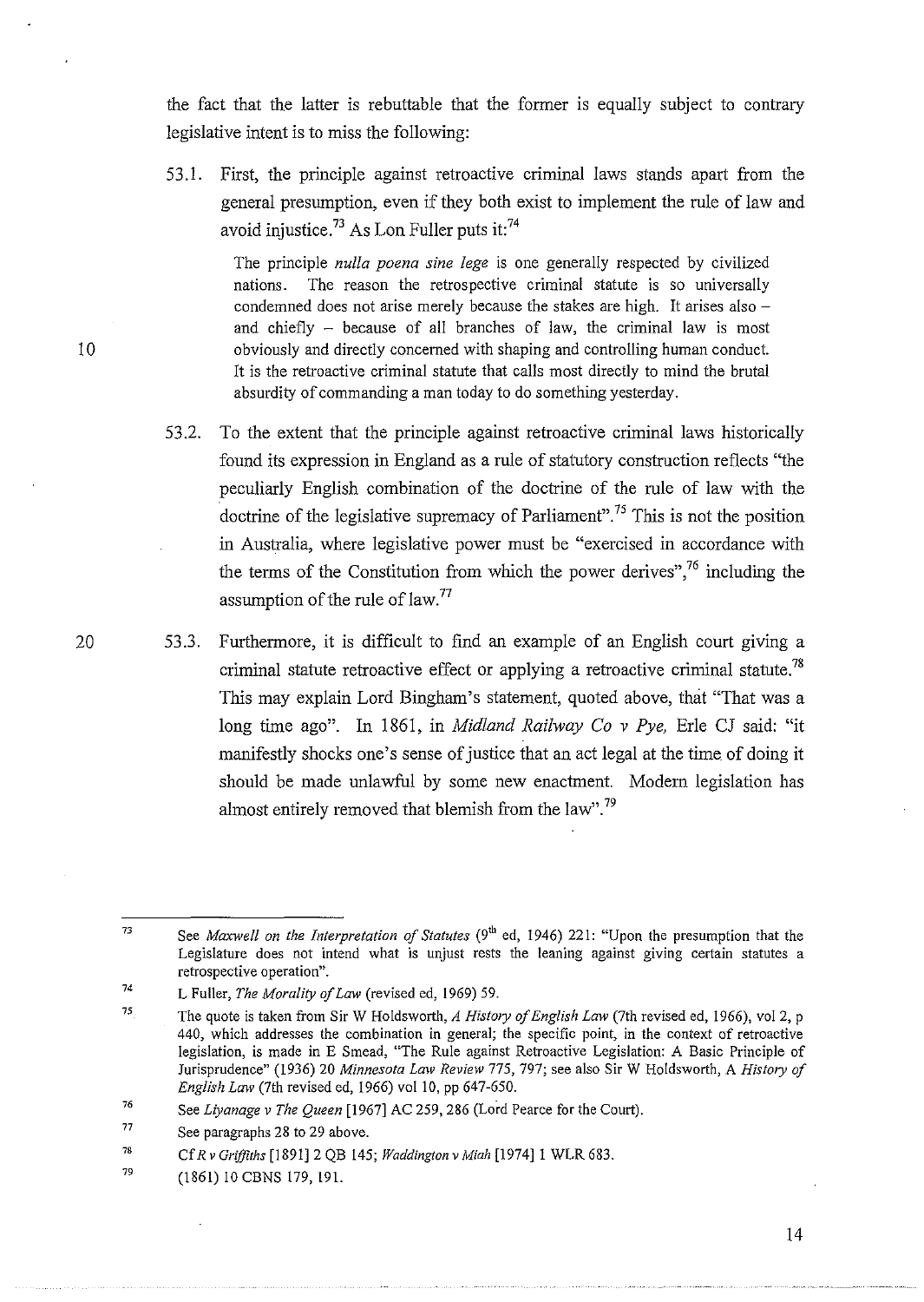the fact that the latter is rebuttable that the former is equally subject to contrary legislative intent is to miss the following:

53.1. First, the principle against retroactive criminal laws stands apart from the general presumption, even if they both exist to implement the rule of law and avoid injustice.[73] As Lon Fuller puts it:[74]

> The principle *nulla poena sine lege* is one generally respected by civilized nations. The reason the retrospective criminal statute is so universally condemned does not arise merely because the stakes are high. It arises also – and chiefly – because of all branches of law, the criminal law is most obviously and directly concerned with shaping and controlling human conduct. It is the retroactive criminal statute that calls most directly to mind the brutal absurdity of commanding a man today to do something yesterday.

53.2. To the extent that the principle against retroactive criminal laws historically found its expression in England as a rule of statutory construction reflects "the peculiarly English combination of the doctrine of the rule of law with the doctrine of the legislative supremacy of Parliament".[75] This is not the position in Australia, where legislative power must be "exercised in accordance with the terms of the Constitution from which the power derives",[76] including the assumption of the rule of law.[77]

53.3. Furthermore, it is difficult to find an example of an English court giving a criminal statute retroactive effect or applying a retroactive criminal statute.[78] This may explain Lord Bingham's statement, quoted above, that "That was a long time ago". In 1861, in *Midland Railway Co v Pye,* Erle CJ said: "it manifestly shocks one's sense of justice that an act legal at the time of doing it should be made unlawful by some new enactment. Modern legislation has almost entirely removed that blemish from the law".[79]

---

[73] See *Maxwell on the Interpretation of Statutes* (9th ed, 1946) 221: "Upon the presumption that the Legislature does not intend what is unjust rests the leaning against giving certain statutes a retrospective operation".

[74] L Fuller, *The Morality of Law* (revised ed, 1969) 59.

[75] The quote is taken from Sir W Holdsworth, *A History of English Law* (7th revised ed, 1966), vol 2, p 440, which addresses the combination in general; the specific point, in the context of retroactive legislation, is made in E Smead, "The Rule against Retroactive Legislation: A Basic Principle of Jurisprudence" (1936) 20 *Minnesota Law Review* 775, 797; see also Sir W Holdsworth, A *History of English Law* (7th revised ed, 1966) vol 10, pp 647-650.

[76] See *Liyanage v The Queen* [1967] AC 259, 286 (Lord Pearce for the Court).

[77] See paragraphs 28 to 29 above.

[78] Cf *R v Griffiths* [1891] 2 QB 145; *Waddington v Miah* [1974] 1 WLR 683.

[79] (1861) 10 CBNS 179, 191.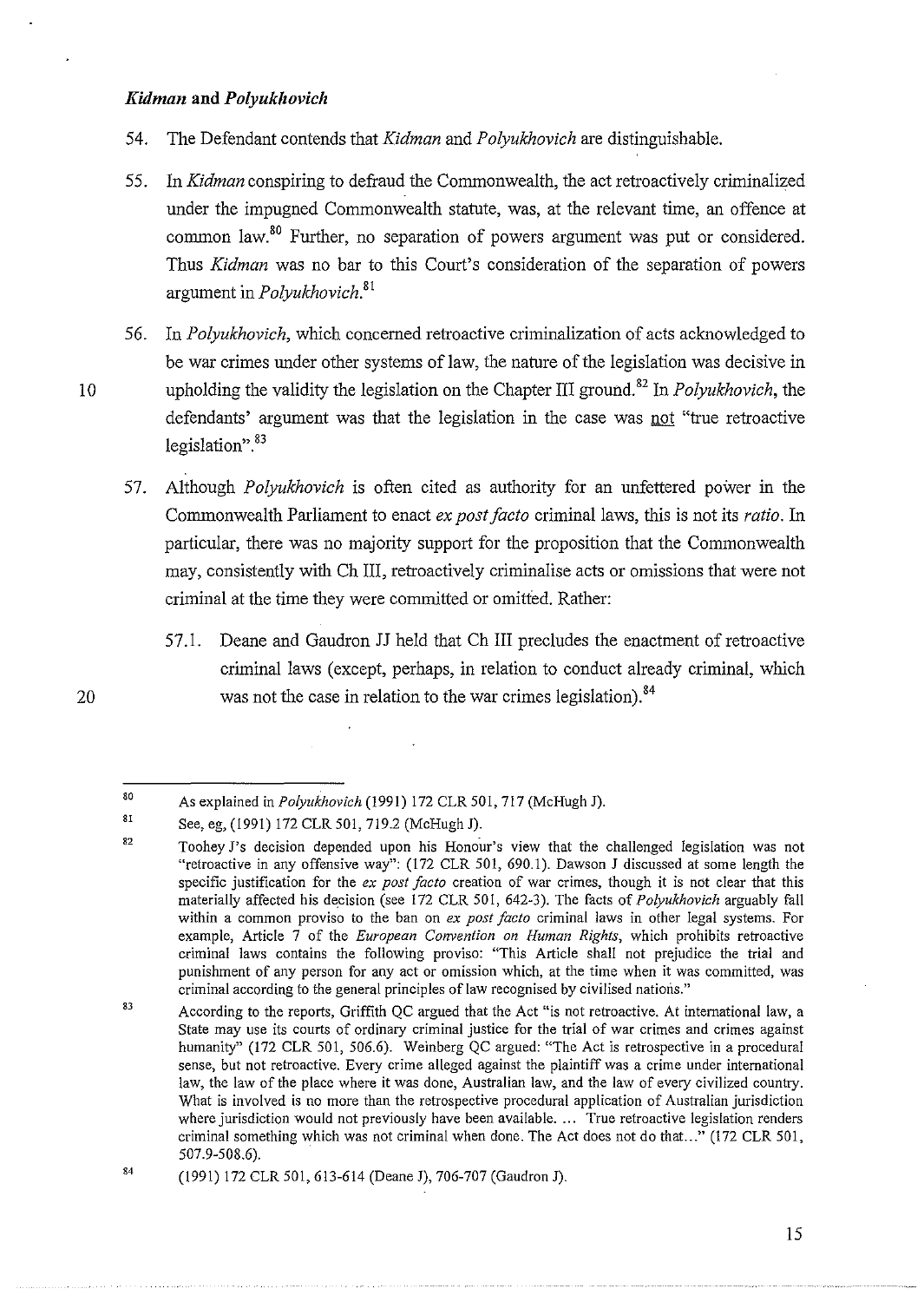### *Kidman* and *Polyukhovich*

54. The Defendant contends that *Kidman* and *Polyukhovich* are distinguishable.

55. In *Kidman* conspiring to defraud the Commonwealth, the act retroactively criminalized under the impugned Commonwealth statute, was, at the relevant time, an offence at common law.[80] Further, no separation of powers argument was put or considered. Thus *Kidman* was no bar to this Court's consideration of the separation of powers argument in *Polyukhovich*.[81]

56. In *Polyukhovich*, which concerned retroactive criminalization of acts acknowledged to be war crimes under other systems of law, the nature of the legislation was decisive in upholding the validity the legislation on the Chapter III ground.[82] In *Polyukhovich*, the defendants' argument was that the legislation in the case was not "true retroactive legislation".[83]

57. Although *Polyukhovich* is often cited as authority for an unfettered power in the Commonwealth Parliament to enact *ex post facto* criminal laws, this is not its *ratio*. In particular, there was no majority support for the proposition that the Commonwealth may, consistently with Ch III, retroactively criminalise acts or omissions that were not criminal at the time they were committed or omitted. Rather:

    57.1. Deane and Gaudron JJ held that Ch III precludes the enactment of retroactive criminal laws (except, perhaps, in relation to conduct already criminal, which was not the case in relation to the war crimes legislation).[84]

---

[80] As explained in *Polyukhovich* (1991) 172 CLR 501, 717 (McHugh J).

[81] See, eg, (1991) 172 CLR 501, 719.2 (McHugh J).

[82] Toohey J's decision depended upon his Honour's view that the challenged legislation was not "retroactive in any offensive way": (172 CLR 501, 690.1). Dawson J discussed at some length the specific justification for the *ex post facto* creation of war crimes, though it is not clear that this materially affected his decision (see 172 CLR 501, 642-3). The facts of *Polyukhovich* arguably fall within a common proviso to the ban on *ex post facto* criminal laws in other legal systems. For example, Article 7 of the *European Convention on Human Rights*, which prohibits retroactive criminal laws contains the following proviso: "This Article shall not prejudice the trial and punishment of any person for any act or omission which, at the time when it was committed, was criminal according to the general principles of law recognised by civilised nations."

[83] According to the reports, Griffith QC argued that the Act "is not retroactive. At international law, a State may use its courts of ordinary criminal justice for the trial of war crimes and crimes against humanity" (172 CLR 501, 506.6). Weinberg QC argued: "The Act is retrospective in a procedural sense, but not retroactive. Every crime alleged against the plaintiff was a crime under international law, the law of the place where it was done, Australian law, and the law of every civilized country. What is involved is no more than the retrospective procedural application of Australian jurisdiction where jurisdiction would not previously have been available. ... True retroactive legislation renders criminal something which was not criminal when done. The Act does not do that..." (172 CLR 501, 507.9-508.6).

[84] (1991) 172 CLR 501, 613-614 (Deane J), 706-707 (Gaudron J).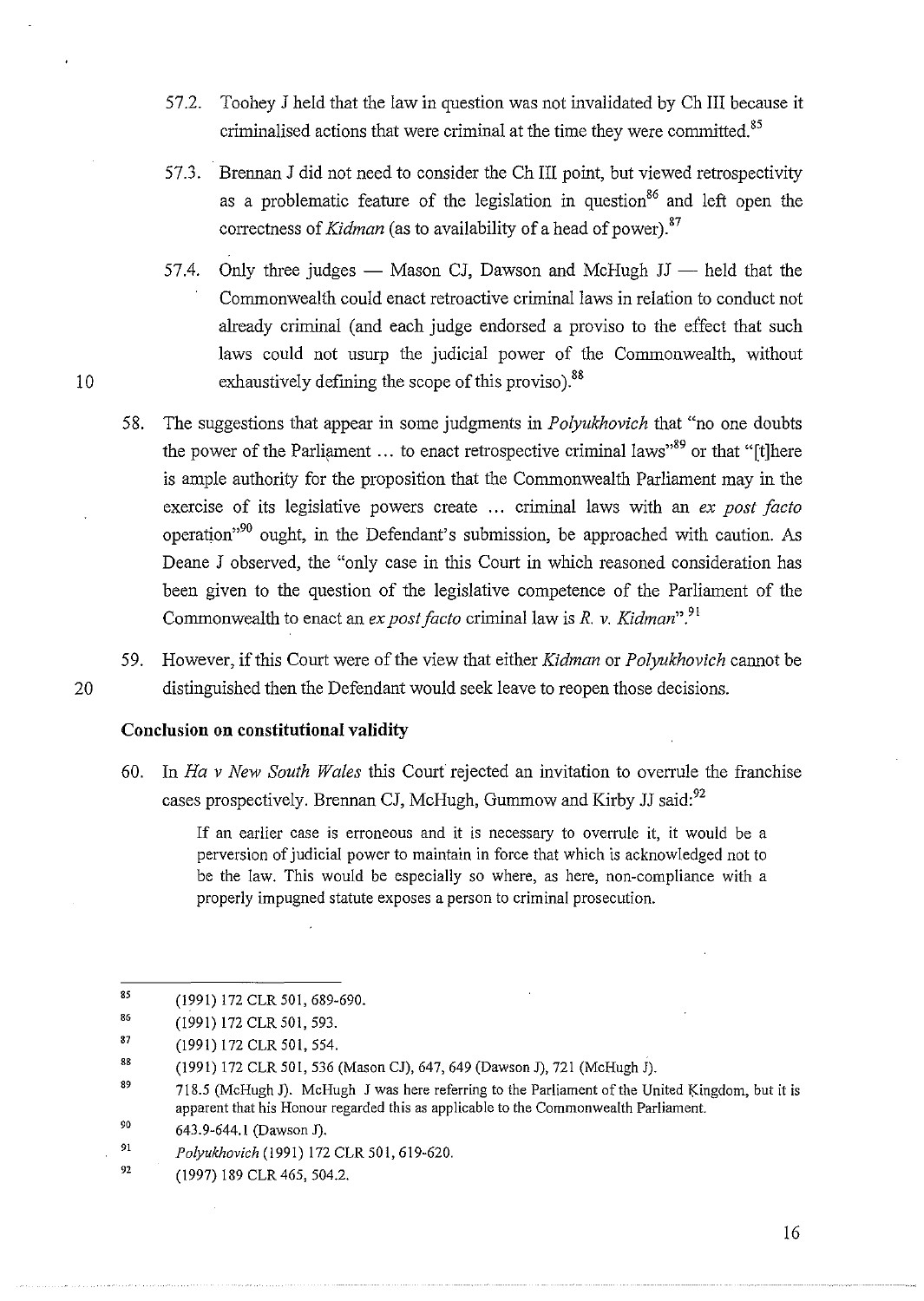57.2. Toohey J held that the law in question was not invalidated by Ch III because it criminalised actions that were criminal at the time they were committed.[85]

57.3. Brennan J did not need to consider the Ch III point, but viewed retrospectivity as a problematic feature of the legislation in question[86] and left open the correctness of *Kidman* (as to availability of a head of power).[87]

57.4. Only three judges — Mason CJ, Dawson and McHugh JJ — held that the Commonwealth could enact retroactive criminal laws in relation to conduct not already criminal (and each judge endorsed a proviso to the effect that such laws could not usurp the judicial power of the Commonwealth, without exhaustively defining the scope of this proviso).[88]

58. The suggestions that appear in some judgments in *Polyukhovich* that "no one doubts the power of the Parliament ... to enact retrospective criminal laws"[89] or that "[t]here is ample authority for the proposition that the Commonwealth Parliament may in the exercise of its legislative powers create ... criminal laws with an *ex post facto* operation"[90] ought, in the Defendant's submission, be approached with caution. As Deane J observed, the "only case in this Court in which reasoned consideration has been given to the question of the legislative competence of the Parliament of the Commonwealth to enact an *ex post facto* criminal law is *R. v. Kidman*".[91]

59. However, if this Court were of the view that either *Kidman* or *Polyukhovich* cannot be distinguished then the Defendant would seek leave to reopen those decisions.

**Conclusion on constitutional validity**

60. In *Ha v New South Wales* this Court rejected an invitation to overrule the franchise cases prospectively. Brennan CJ, McHugh, Gummow and Kirby JJ said:[92]

> If an earlier case is erroneous and it is necessary to overrule it, it would be a perversion of judicial power to maintain in force that which is acknowledged not to be the law. This would be especially so where, as here, non-compliance with a properly impugned statute exposes a person to criminal prosecution.

---

85 (1991) 172 CLR 501, 689-690.

86 (1991) 172 CLR 501, 593.

87 (1991) 172 CLR 501, 554.

88 (1991) 172 CLR 501, 536 (Mason CJ), 647, 649 (Dawson J), 721 (McHugh J).

89 718.5 (McHugh J). McHugh J was here referring to the Parliament of the United Kingdom, but it is apparent that his Honour regarded this as applicable to the Commonwealth Parliament.

90 643.9-644.1 (Dawson J).

91 *Polyukhovich* (1991) 172 CLR 501, 619-620.

92 (1997) 189 CLR 465, 504.2.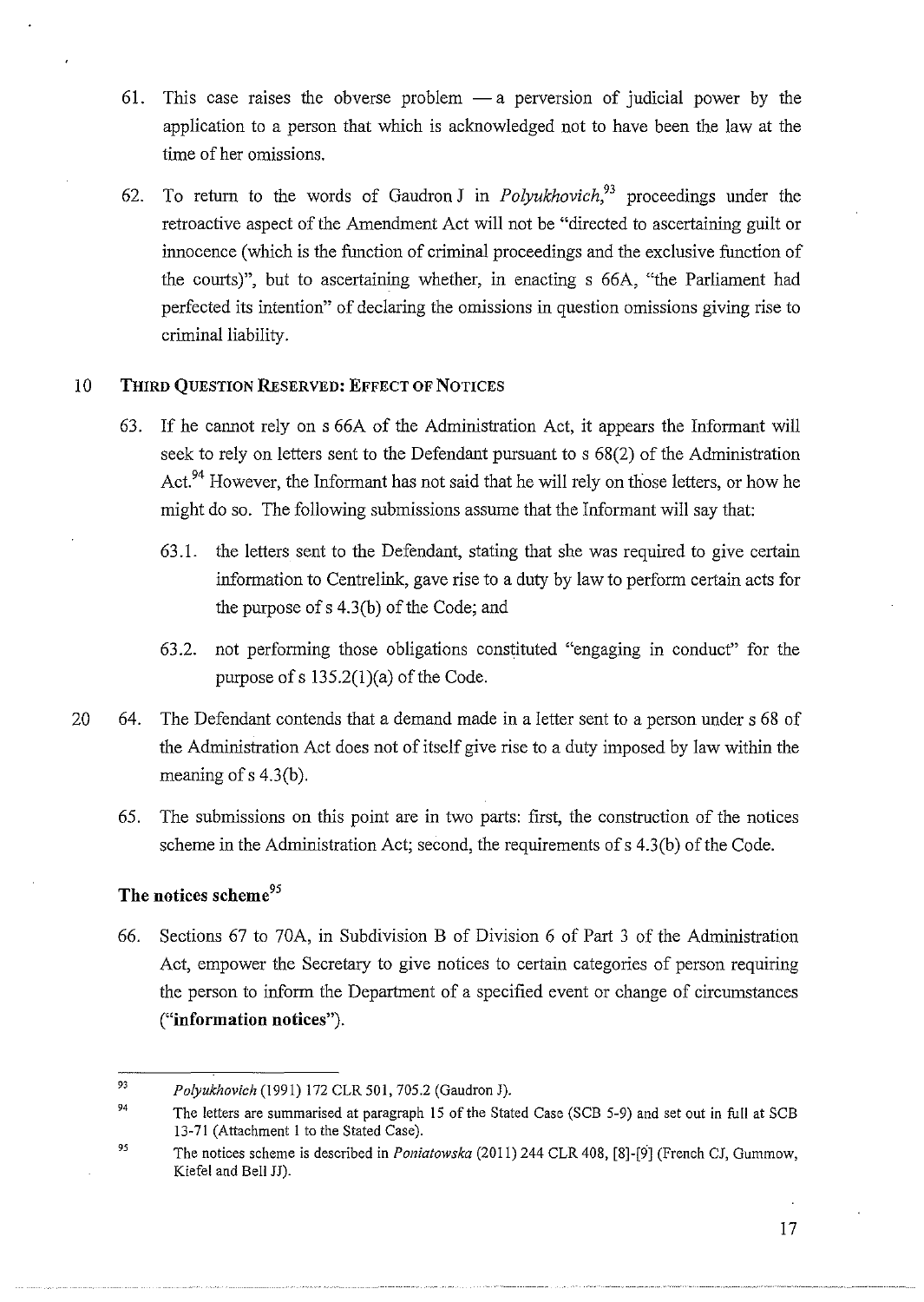61. This case raises the obverse problem — a perversion of judicial power by the application to a person that which is acknowledged not to have been the law at the time of her omissions.

62. To return to the words of Gaudron J in *Polyukhovich*,[93] proceedings under the retroactive aspect of the Amendment Act will not be "directed to ascertaining guilt or innocence (which is the function of criminal proceedings and the exclusive function of the courts)", but to ascertaining whether, in enacting s 66A, "the Parliament had perfected its intention" of declaring the omissions in question omissions giving rise to criminal liability.

**THIRD QUESTION RESERVED: EFFECT OF NOTICES**

63. If he cannot rely on s 66A of the Administration Act, it appears the Informant will seek to rely on letters sent to the Defendant pursuant to s 68(2) of the Administration Act.[94] However, the Informant has not said that he will rely on those letters, or how he might do so. The following submissions assume that the Informant will say that:

    63.1. the letters sent to the Defendant, stating that she was required to give certain information to Centrelink, gave rise to a duty by law to perform certain acts for the purpose of s 4.3(b) of the Code; and

    63.2. not performing those obligations constituted "engaging in conduct" for the purpose of s 135.2(1)(a) of the Code.

64. The Defendant contends that a demand made in a letter sent to a person under s 68 of the Administration Act does not of itself give rise to a duty imposed by law within the meaning of s 4.3(b).

65. The submissions on this point are in two parts: first, the construction of the notices scheme in the Administration Act; second, the requirements of s 4.3(b) of the Code.

## The notices scheme[95]

66. Sections 67 to 70A, in Subdivision B of Division 6 of Part 3 of the Administration Act, empower the Secretary to give notices to certain categories of person requiring the person to inform the Department of a specified event or change of circumstances (**"information notices"**).

---

[93] *Polyukhovich* (1991) 172 CLR 501, 705.2 (Gaudron J).

[94] The letters are summarised at paragraph 15 of the Stated Case (SCB 5-9) and set out in full at SCB 13-71 (Attachment 1 to the Stated Case).

[95] The notices scheme is described in *Poniatowska* (2011) 244 CLR 408, [8]-[9] (French CJ, Gummow, Kiefel and Bell JJ).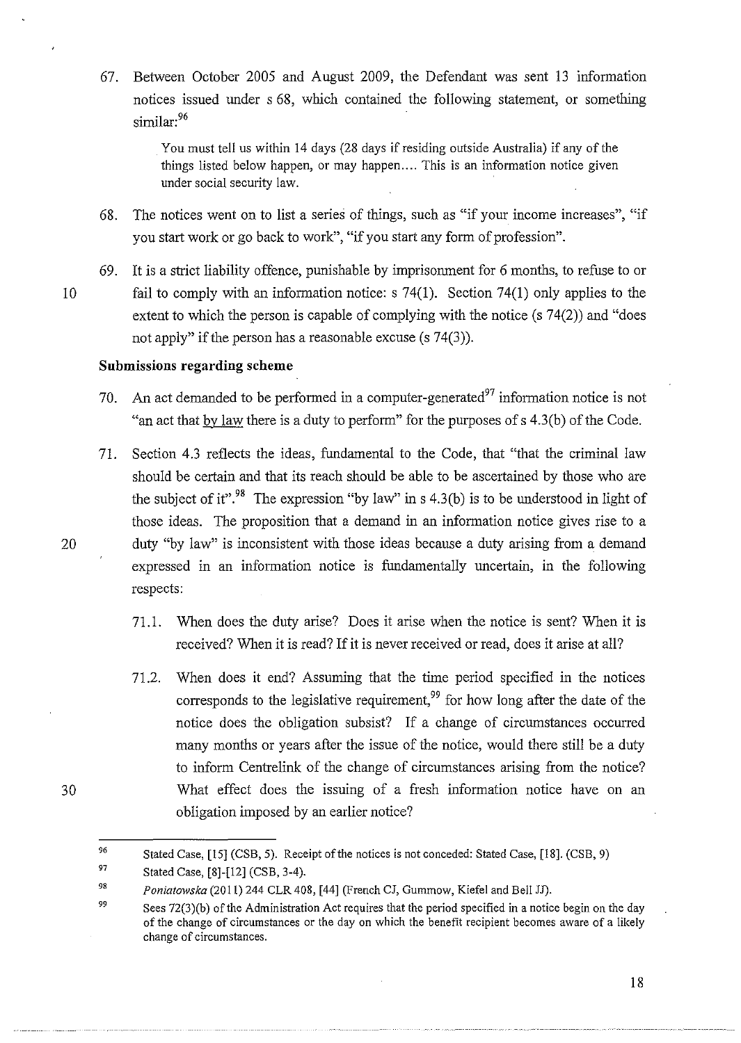67. Between October 2005 and August 2009, the Defendant was sent 13 information notices issued under s 68, which contained the following statement, or something similar:[96]

> You must tell us within 14 days (28 days if residing outside Australia) if any of the things listed below happen, or may happen.... This is an information notice given under social security law.

68. The notices went on to list a series of things, such as "if your income increases", "if you start work or go back to work", "if you start any form of profession".

69. It is a strict liability offence, punishable by imprisonment for 6 months, to refuse to or fail to comply with an information notice: s 74(1). Section 74(1) only applies to the extent to which the person is capable of complying with the notice (s 74(2)) and "does not apply" if the person has a reasonable excuse (s 74(3)).

**Submissions regarding scheme**

70. An act demanded to be performed in a computer-generated[97] information notice is not "an act that <u>by law</u> there is a duty to perform" for the purposes of s 4.3(b) of the Code.

71. Section 4.3 reflects the ideas, fundamental to the Code, that "that the criminal law should be certain and that its reach should be able to be ascertained by those who are the subject of it".[98] The expression "by law" in s 4.3(b) is to be understood in light of those ideas. The proposition that a demand in an information notice gives rise to a duty "by law" is inconsistent with those ideas because a duty arising from a demand expressed in an information notice is fundamentally uncertain, in the following respects:

    71.1. When does the duty arise? Does it arise when the notice is sent? When it is received? When it is read? If it is never received or read, does it arise at all?

    71.2. When does it end? Assuming that the time period specified in the notices corresponds to the legislative requirement,[99] for how long after the date of the notice does the obligation subsist? If a change of circumstances occurred many months or years after the issue of the notice, would there still be a duty to inform Centrelink of the change of circumstances arising from the notice? What effect does the issuing of a fresh information notice have on an obligation imposed by an earlier notice?

---

[96] Stated Case, [15] (CSB, 5). Receipt of the notices is not conceded: Stated Case, [18]. (CSB, 9)

[97] Stated Case, [8]-[12] (CSB, 3-4).

[98] *Poniatowska* (2011) 244 CLR 408, [44] (French CJ, Gummow, Kiefel and Bell JJ).

[99] Sees 72(3)(b) of the Administration Act requires that the period specified in a notice begin on the day of the change of circumstances or the day on which the benefit recipient becomes aware of a likely change of circumstances.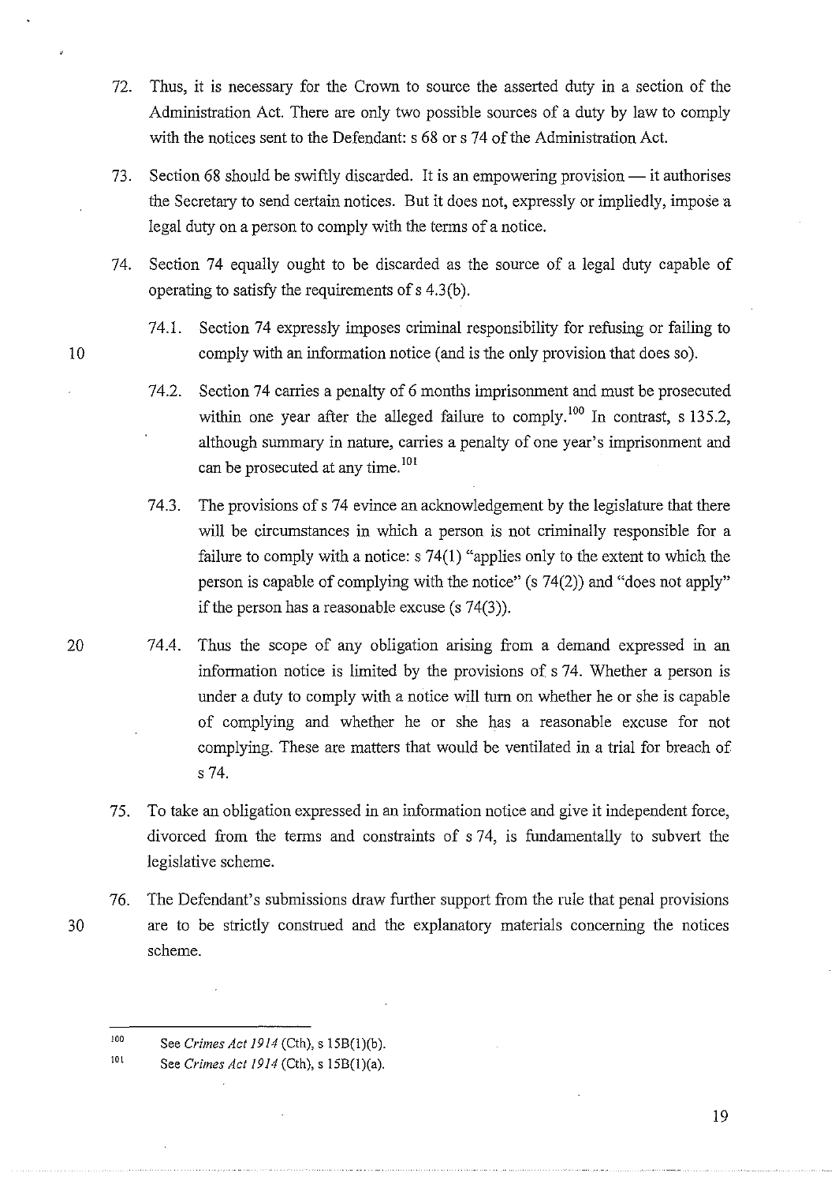72. Thus, it is necessary for the Crown to source the asserted duty in a section of the Administration Act. There are only two possible sources of a duty by law to comply with the notices sent to the Defendant: s 68 or s 74 of the Administration Act.

73. Section 68 should be swiftly discarded. It is an empowering provision — it authorises the Secretary to send certain notices. But it does not, expressly or impliedly, impose a legal duty on a person to comply with the terms of a notice.

74. Section 74 equally ought to be discarded as the source of a legal duty capable of operating to satisfy the requirements of s 4.3(b).

    74.1. Section 74 expressly imposes criminal responsibility for refusing or failing to comply with an information notice (and is the only provision that does so).

    74.2. Section 74 carries a penalty of 6 months imprisonment and must be prosecuted within one year after the alleged failure to comply.[100] In contrast, s 135.2, although summary in nature, carries a penalty of one year's imprisonment and can be prosecuted at any time.[101]

    74.3. The provisions of s 74 evince an acknowledgement by the legislature that there will be circumstances in which a person is not criminally responsible for a failure to comply with a notice: s 74(1) "applies only to the extent to which the person is capable of complying with the notice" (s 74(2)) and "does not apply" if the person has a reasonable excuse (s 74(3)).

    74.4. Thus the scope of any obligation arising from a demand expressed in an information notice is limited by the provisions of s 74. Whether a person is under a duty to comply with a notice will turn on whether he or she is capable of complying and whether he or she has a reasonable excuse for not complying. These are matters that would be ventilated in a trial for breach of s 74.

75. To take an obligation expressed in an information notice and give it independent force, divorced from the terms and constraints of s 74, is fundamentally to subvert the legislative scheme.

76. The Defendant's submissions draw further support from the rule that penal provisions are to be strictly construed and the explanatory materials concerning the notices scheme.

---

[100] See *Crimes Act 1914* (Cth), s 15B(1)(b).

[101] See *Crimes Act 1914* (Cth), s 15B(1)(a).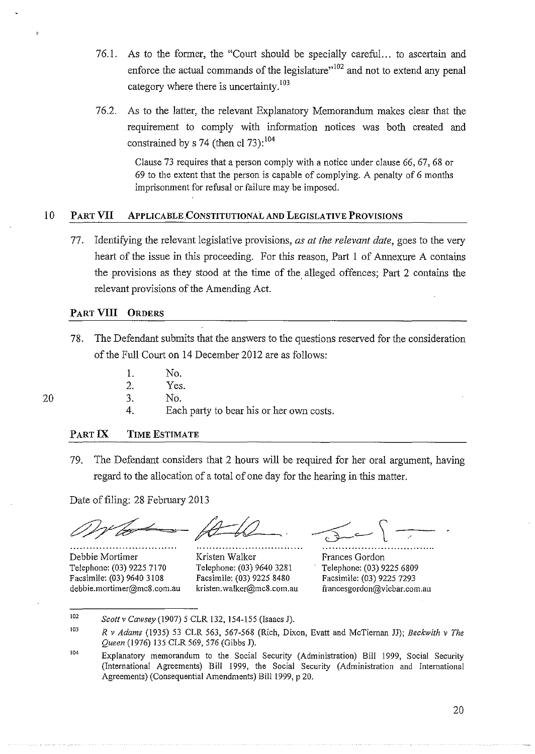76.1. As to the former, the "Court should be specially careful... to ascertain and enforce the actual commands of the legislature"[102] and not to extend any penal category where there is uncertainty.[103]

76.2. As to the latter, the relevant Explanatory Memorandum makes clear that the requirement to comply with information notices was both created and constrained by s 74 (then cl 73):[104]

> Clause 73 requires that a person comply with a notice under clause 66, 67, 68 or 69 to the extent that the person is capable of complying. A penalty of 6 months imprisonment for refusal or failure may be imposed.

## PART VII APPLICABLE CONSTITUTIONAL AND LEGISLATIVE PROVISIONS

77. Identifying the relevant legislative provisions, *as at the relevant date*, goes to the very heart of the issue in this proceeding. For this reason, Part 1 of Annexure A contains the provisions as they stood at the time of the alleged offences; Part 2 contains the relevant provisions of the Amending Act.

## PART VIII ORDERS

78. The Defendant submits that the answers to the questions reserved for the consideration of the Full Court on 14 December 2012 are as follows:

1. No.
2. Yes.
3. No.
4. Each party to bear his or her own costs.

## PART IX TIME ESTIMATE

79. The Defendant considers that 2 hours will be required for her oral argument, having regard to the allocation of a total of one day for the hearing in this matter.

Date of filing: 28 February 2013

| | | |
|---|---|---|
| Debbie Mortimer | Kristen Walker | Frances Gordon |
| Telephone: (03) 9225 7170 | Telephone: (03) 9640 3281 | Telephone: (03) 9225 6809 |
| Facsimile: (03) 9640 3108 | Facsimile: (03) 9225 8480 | Facsimile: (03) 9225 7293 |
| debbie.mortimer@mc8.com.au | kristen.walker@mc8.com.au | francesgordon@vicbar.com.au |

---

[102] *Scott v Cawsey* (1907) 5 CLR 132, 154-155 (Isaacs J).

[103] *R v Adams* (1935) 53 CLR 563, 567-568 (Rich, Dixon, Evatt and McTiernan JJ); *Beckwith v The Queen* (1976) 135 CLR 569, 576 (Gibbs J).

[104] Explanatory memorandum to the Social Security (Administration) Bill 1999, Social Security (International Agreements) Bill 1999, the Social Security (Administration and International Agreements) (Consequential Amendments) Bill 1999, p 20.